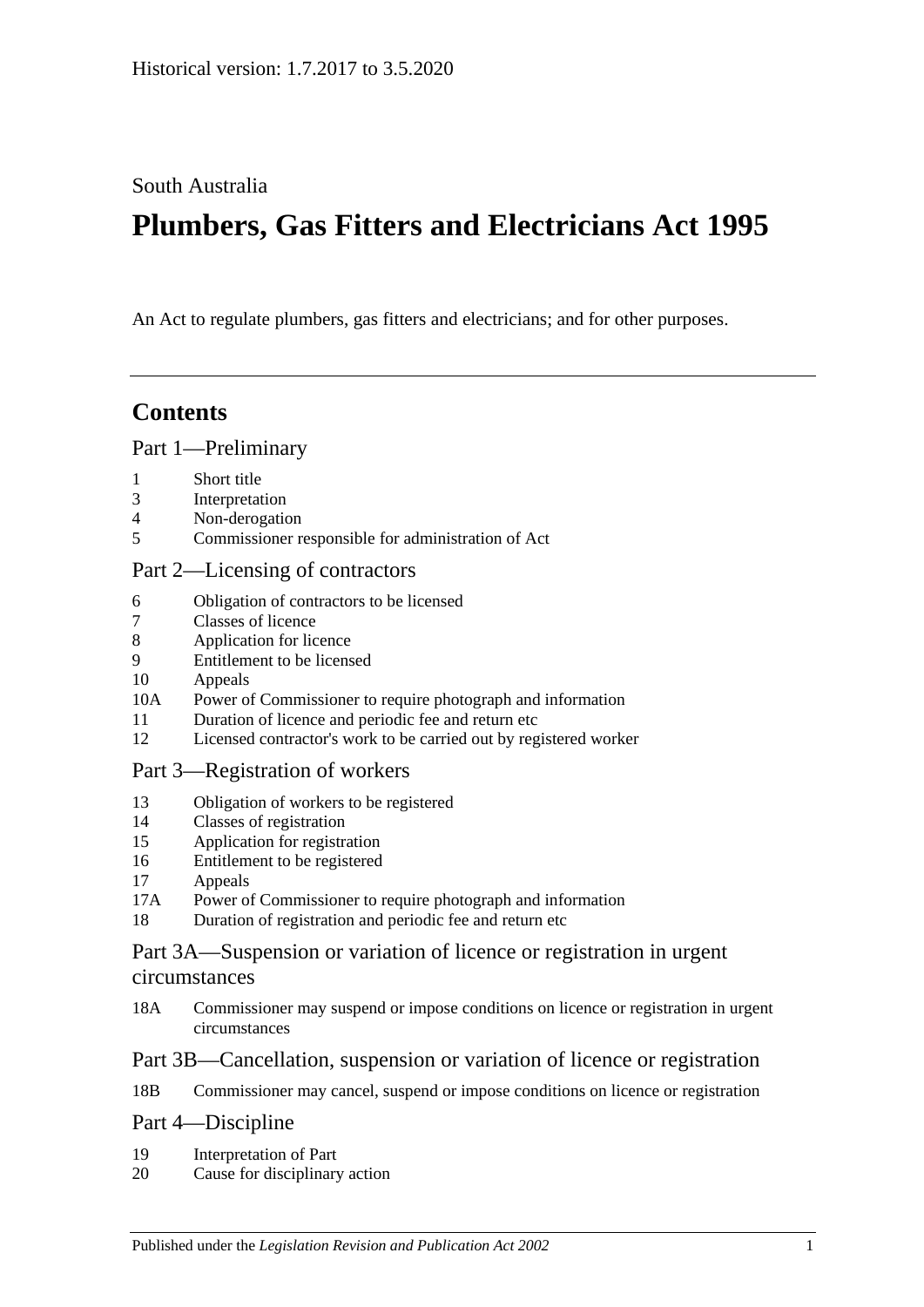Historical version: 1.7.2017 to 3.5.2020

South Australia

# Plumbers, Gas Fitters and Electricians Act 1995

An Act to regulate plumbers, gas fitters and electricians; and for other purposes.

## Contents

### Part 1—Preliminary

1 Short title
3 Interpretation
4 Non-derogation
5 Commissioner responsible for administration of Act

### Part 2—Licensing of contractors

6 Obligation of contractors to be licensed
7 Classes of licence
8 Application for licence
9 Entitlement to be licensed
10 Appeals
10A Power of Commissioner to require photograph and information
11 Duration of licence and periodic fee and return etc
12 Licensed contractor's work to be carried out by registered worker

### Part 3—Registration of workers

13 Obligation of workers to be registered
14 Classes of registration
15 Application for registration
16 Entitlement to be registered
17 Appeals
17A Power of Commissioner to require photograph and information
18 Duration of registration and periodic fee and return etc

### Part 3A—Suspension or variation of licence or registration in urgent circumstances

18A Commissioner may suspend or impose conditions on licence or registration in urgent circumstances

### Part 3B—Cancellation, suspension or variation of licence or registration

18B Commissioner may cancel, suspend or impose conditions on licence or registration

### Part 4—Discipline

19 Interpretation of Part
20 Cause for disciplinary action

Published under the *Legislation Revision and Publication Act 2002*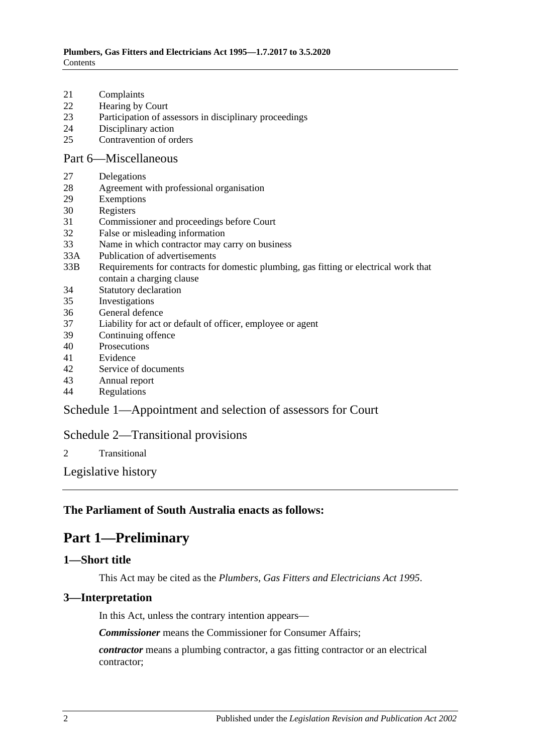21 Complaints
22 Hearing by Court
23 Participation of assessors in disciplinary proceedings
24 Disciplinary action
25 Contravention of orders

Part 6—Miscellaneous

27 Delegations
28 Agreement with professional organisation
29 Exemptions
30 Registers
31 Commissioner and proceedings before Court
32 False or misleading information
33 Name in which contractor may carry on business
33A Publication of advertisements
33B Requirements for contracts for domestic plumbing, gas fitting or electrical work that contain a charging clause
34 Statutory declaration
35 Investigations
36 General defence
37 Liability for act or default of officer, employee or agent
39 Continuing offence
40 Prosecutions
41 Evidence
42 Service of documents
43 Annual report
44 Regulations

Schedule 1—Appointment and selection of assessors for Court

Schedule 2—Transitional provisions

2 Transitional

Legislative history

**The Parliament of South Australia enacts as follows:**

# Part 1—Preliminary

## 1—Short title

This Act may be cited as the *Plumbers, Gas Fitters and Electricians Act 1995*.

## 3—Interpretation

In this Act, unless the contrary intention appears—

***Commissioner*** means the Commissioner for Consumer Affairs;

***contractor*** means a plumbing contractor, a gas fitting contractor or an electrical contractor;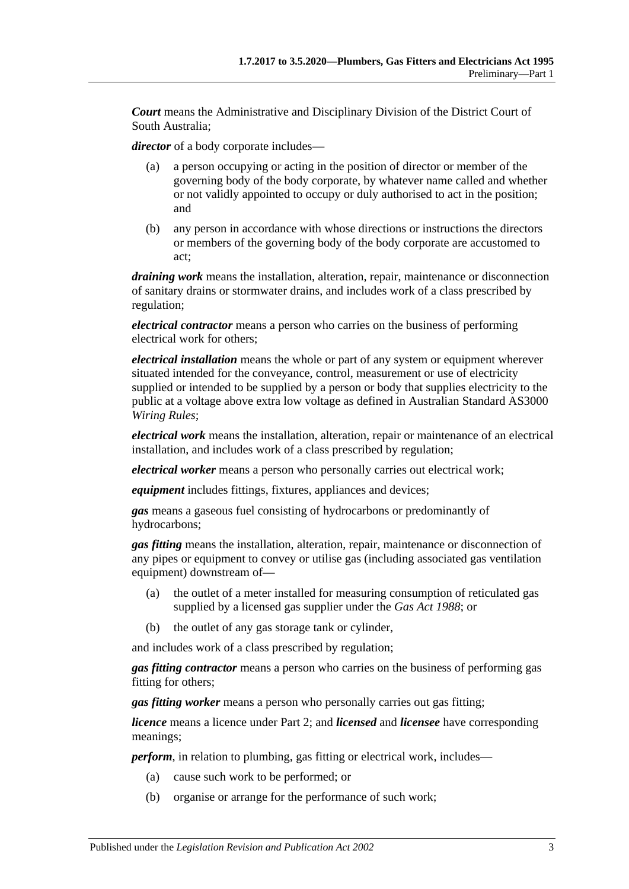***Court*** means the Administrative and Disciplinary Division of the District Court of South Australia;

***director*** of a body corporate includes—

- (a) a person occupying or acting in the position of director or member of the governing body of the body corporate, by whatever name called and whether or not validly appointed to occupy or duly authorised to act in the position; and
- (b) any person in accordance with whose directions or instructions the directors or members of the governing body of the body corporate are accustomed to act;

***draining work*** means the installation, alteration, repair, maintenance or disconnection of sanitary drains or stormwater drains, and includes work of a class prescribed by regulation;

***electrical contractor*** means a person who carries on the business of performing electrical work for others;

***electrical installation*** means the whole or part of any system or equipment wherever situated intended for the conveyance, control, measurement or use of electricity supplied or intended to be supplied by a person or body that supplies electricity to the public at a voltage above extra low voltage as defined in Australian Standard AS3000 *Wiring Rules*;

***electrical work*** means the installation, alteration, repair or maintenance of an electrical installation, and includes work of a class prescribed by regulation;

***electrical worker*** means a person who personally carries out electrical work;

***equipment*** includes fittings, fixtures, appliances and devices;

***gas*** means a gaseous fuel consisting of hydrocarbons or predominantly of hydrocarbons;

***gas fitting*** means the installation, alteration, repair, maintenance or disconnection of any pipes or equipment to convey or utilise gas (including associated gas ventilation equipment) downstream of—

- (a) the outlet of a meter installed for measuring consumption of reticulated gas supplied by a licensed gas supplier under the *Gas Act 1988*; or
- (b) the outlet of any gas storage tank or cylinder,

and includes work of a class prescribed by regulation;

***gas fitting contractor*** means a person who carries on the business of performing gas fitting for others;

***gas fitting worker*** means a person who personally carries out gas fitting;

***licence*** means a licence under Part 2; and ***licensed*** and ***licensee*** have corresponding meanings;

***perform***, in relation to plumbing, gas fitting or electrical work, includes—

- (a) cause such work to be performed; or
- (b) organise or arrange for the performance of such work;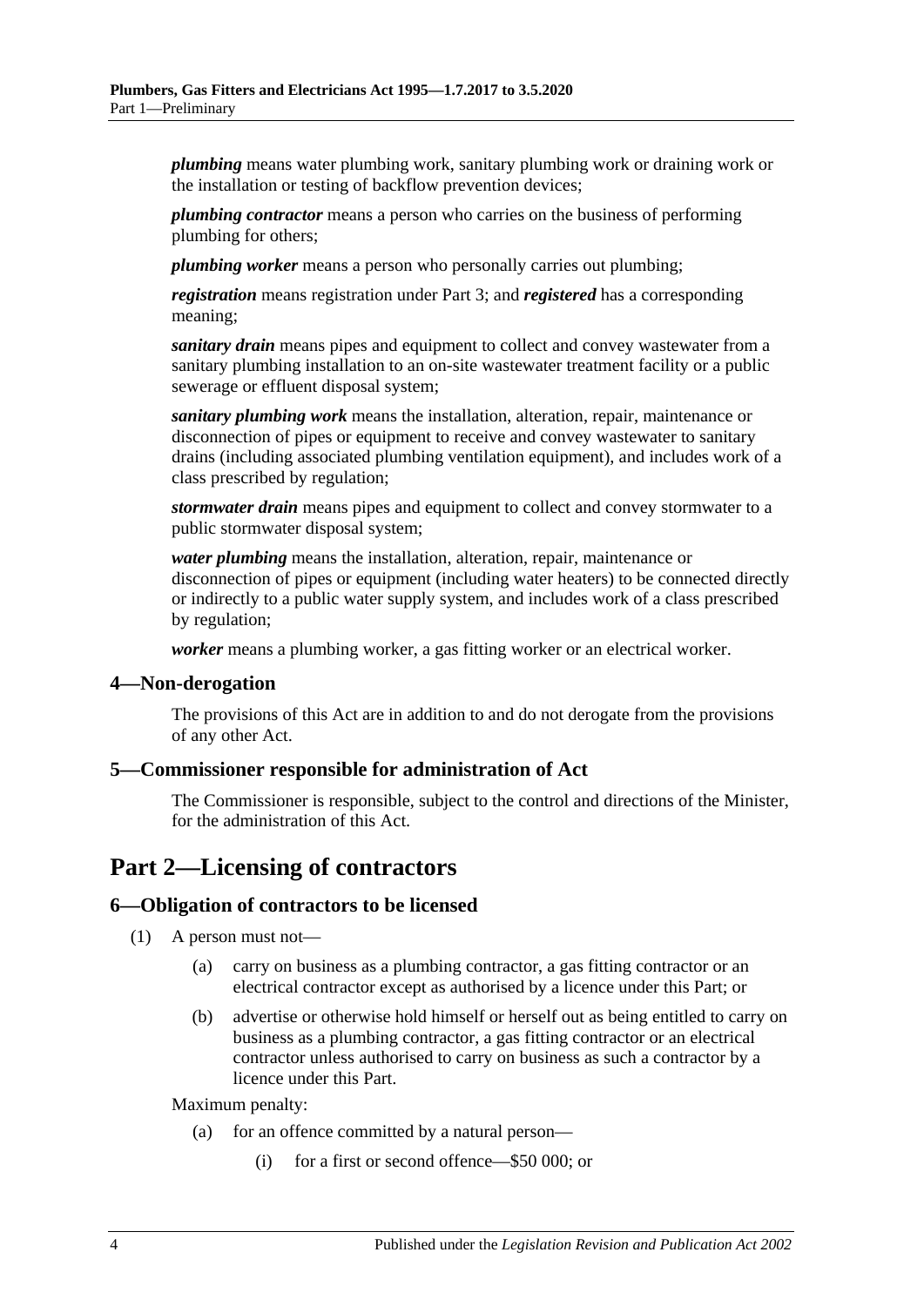***plumbing*** means water plumbing work, sanitary plumbing work or draining work or the installation or testing of backflow prevention devices;

***plumbing contractor*** means a person who carries on the business of performing plumbing for others;

***plumbing worker*** means a person who personally carries out plumbing;

***registration*** means registration under Part 3; and ***registered*** has a corresponding meaning;

***sanitary drain*** means pipes and equipment to collect and convey wastewater from a sanitary plumbing installation to an on-site wastewater treatment facility or a public sewerage or effluent disposal system;

***sanitary plumbing work*** means the installation, alteration, repair, maintenance or disconnection of pipes or equipment to receive and convey wastewater to sanitary drains (including associated plumbing ventilation equipment), and includes work of a class prescribed by regulation;

***stormwater drain*** means pipes and equipment to collect and convey stormwater to a public stormwater disposal system;

***water plumbing*** means the installation, alteration, repair, maintenance or disconnection of pipes or equipment (including water heaters) to be connected directly or indirectly to a public water supply system, and includes work of a class prescribed by regulation;

***worker*** means a plumbing worker, a gas fitting worker or an electrical worker.

### 4—Non-derogation

The provisions of this Act are in addition to and do not derogate from the provisions of any other Act.

### 5—Commissioner responsible for administration of Act

The Commissioner is responsible, subject to the control and directions of the Minister, for the administration of this Act.

## Part 2—Licensing of contractors

### 6—Obligation of contractors to be licensed

(1) A person must not—

  (a) carry on business as a plumbing contractor, a gas fitting contractor or an electrical contractor except as authorised by a licence under this Part; or

  (b) advertise or otherwise hold himself or herself out as being entitled to carry on business as a plumbing contractor, a gas fitting contractor or an electrical contractor unless authorised to carry on business as such a contractor by a licence under this Part.

Maximum penalty:

  (a) for an offence committed by a natural person—

    (i) for a first or second offence—$50 000; or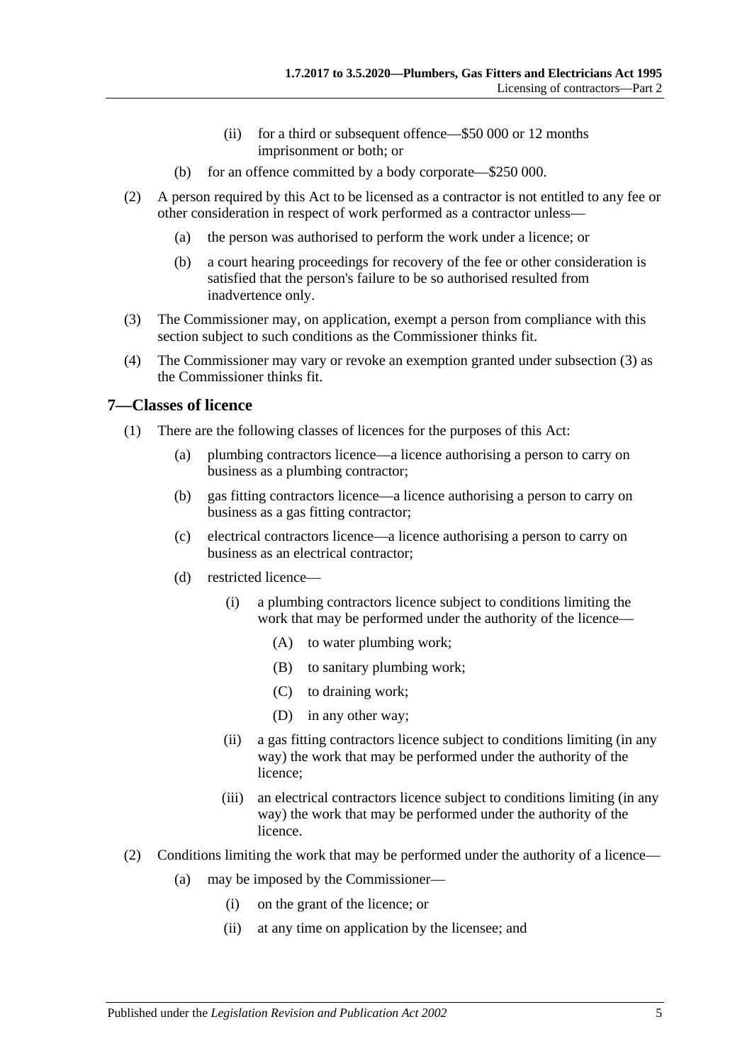(ii) for a third or subsequent offence—$50 000 or 12 months imprisonment or both; or

(b) for an offence committed by a body corporate—$250 000.

(2) A person required by this Act to be licensed as a contractor is not entitled to any fee or other consideration in respect of work performed as a contractor unless—

(a) the person was authorised to perform the work under a licence; or

(b) a court hearing proceedings for recovery of the fee or other consideration is satisfied that the person's failure to be so authorised resulted from inadvertence only.

(3) The Commissioner may, on application, exempt a person from compliance with this section subject to such conditions as the Commissioner thinks fit.

(4) The Commissioner may vary or revoke an exemption granted under subsection (3) as the Commissioner thinks fit.

## 7—Classes of licence

(1) There are the following classes of licences for the purposes of this Act:

(a) plumbing contractors licence—a licence authorising a person to carry on business as a plumbing contractor;

(b) gas fitting contractors licence—a licence authorising a person to carry on business as a gas fitting contractor;

(c) electrical contractors licence—a licence authorising a person to carry on business as an electrical contractor;

(d) restricted licence—

(i) a plumbing contractors licence subject to conditions limiting the work that may be performed under the authority of the licence—

(A) to water plumbing work;

(B) to sanitary plumbing work;

(C) to draining work;

(D) in any other way;

(ii) a gas fitting contractors licence subject to conditions limiting (in any way) the work that may be performed under the authority of the licence;

(iii) an electrical contractors licence subject to conditions limiting (in any way) the work that may be performed under the authority of the licence.

(2) Conditions limiting the work that may be performed under the authority of a licence—

(a) may be imposed by the Commissioner—

(i) on the grant of the licence; or

(ii) at any time on application by the licensee; and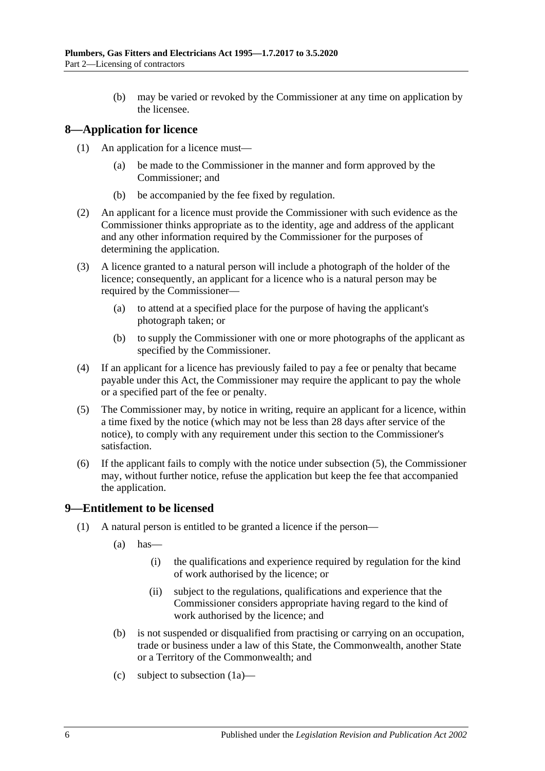(b) may be varied or revoked by the Commissioner at any time on application by the licensee.

## 8—Application for licence

(1) An application for a licence must—

(a) be made to the Commissioner in the manner and form approved by the Commissioner; and

(b) be accompanied by the fee fixed by regulation.

(2) An applicant for a licence must provide the Commissioner with such evidence as the Commissioner thinks appropriate as to the identity, age and address of the applicant and any other information required by the Commissioner for the purposes of determining the application.

(3) A licence granted to a natural person will include a photograph of the holder of the licence; consequently, an applicant for a licence who is a natural person may be required by the Commissioner—

(a) to attend at a specified place for the purpose of having the applicant's photograph taken; or

(b) to supply the Commissioner with one or more photographs of the applicant as specified by the Commissioner.

(4) If an applicant for a licence has previously failed to pay a fee or penalty that became payable under this Act, the Commissioner may require the applicant to pay the whole or a specified part of the fee or penalty.

(5) The Commissioner may, by notice in writing, require an applicant for a licence, within a time fixed by the notice (which may not be less than 28 days after service of the notice), to comply with any requirement under this section to the Commissioner's satisfaction.

(6) If the applicant fails to comply with the notice under subsection (5), the Commissioner may, without further notice, refuse the application but keep the fee that accompanied the application.

## 9—Entitlement to be licensed

(1) A natural person is entitled to be granted a licence if the person—

(a) has—

(i) the qualifications and experience required by regulation for the kind of work authorised by the licence; or

(ii) subject to the regulations, qualifications and experience that the Commissioner considers appropriate having regard to the kind of work authorised by the licence; and

(b) is not suspended or disqualified from practising or carrying on an occupation, trade or business under a law of this State, the Commonwealth, another State or a Territory of the Commonwealth; and

(c) subject to subsection (1a)—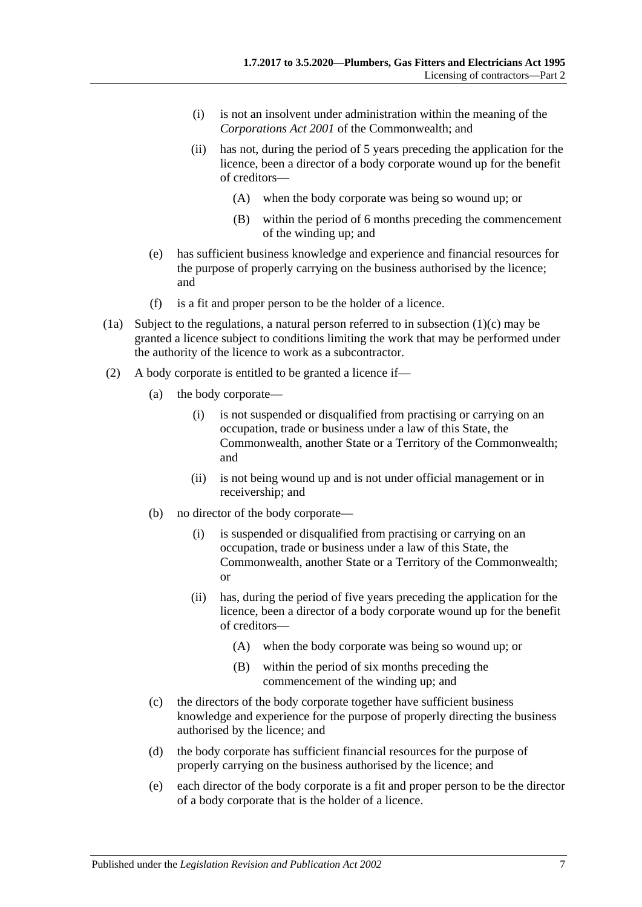(i) is not an insolvent under administration within the meaning of the *Corporations Act 2001* of the Commonwealth; and

(ii) has not, during the period of 5 years preceding the application for the licence, been a director of a body corporate wound up for the benefit of creditors—

(A) when the body corporate was being so wound up; or

(B) within the period of 6 months preceding the commencement of the winding up; and

(e) has sufficient business knowledge and experience and financial resources for the purpose of properly carrying on the business authorised by the licence; and

(f) is a fit and proper person to be the holder of a licence.

(1a) Subject to the regulations, a natural person referred to in subsection (1)(c) may be granted a licence subject to conditions limiting the work that may be performed under the authority of the licence to work as a subcontractor.

(2) A body corporate is entitled to be granted a licence if—

(a) the body corporate—

(i) is not suspended or disqualified from practising or carrying on an occupation, trade or business under a law of this State, the Commonwealth, another State or a Territory of the Commonwealth; and

(ii) is not being wound up and is not under official management or in receivership; and

(b) no director of the body corporate—

(i) is suspended or disqualified from practising or carrying on an occupation, trade or business under a law of this State, the Commonwealth, another State or a Territory of the Commonwealth; or

(ii) has, during the period of five years preceding the application for the licence, been a director of a body corporate wound up for the benefit of creditors—

(A) when the body corporate was being so wound up; or

(B) within the period of six months preceding the commencement of the winding up; and

(c) the directors of the body corporate together have sufficient business knowledge and experience for the purpose of properly directing the business authorised by the licence; and

(d) the body corporate has sufficient financial resources for the purpose of properly carrying on the business authorised by the licence; and

(e) each director of the body corporate is a fit and proper person to be the director of a body corporate that is the holder of a licence.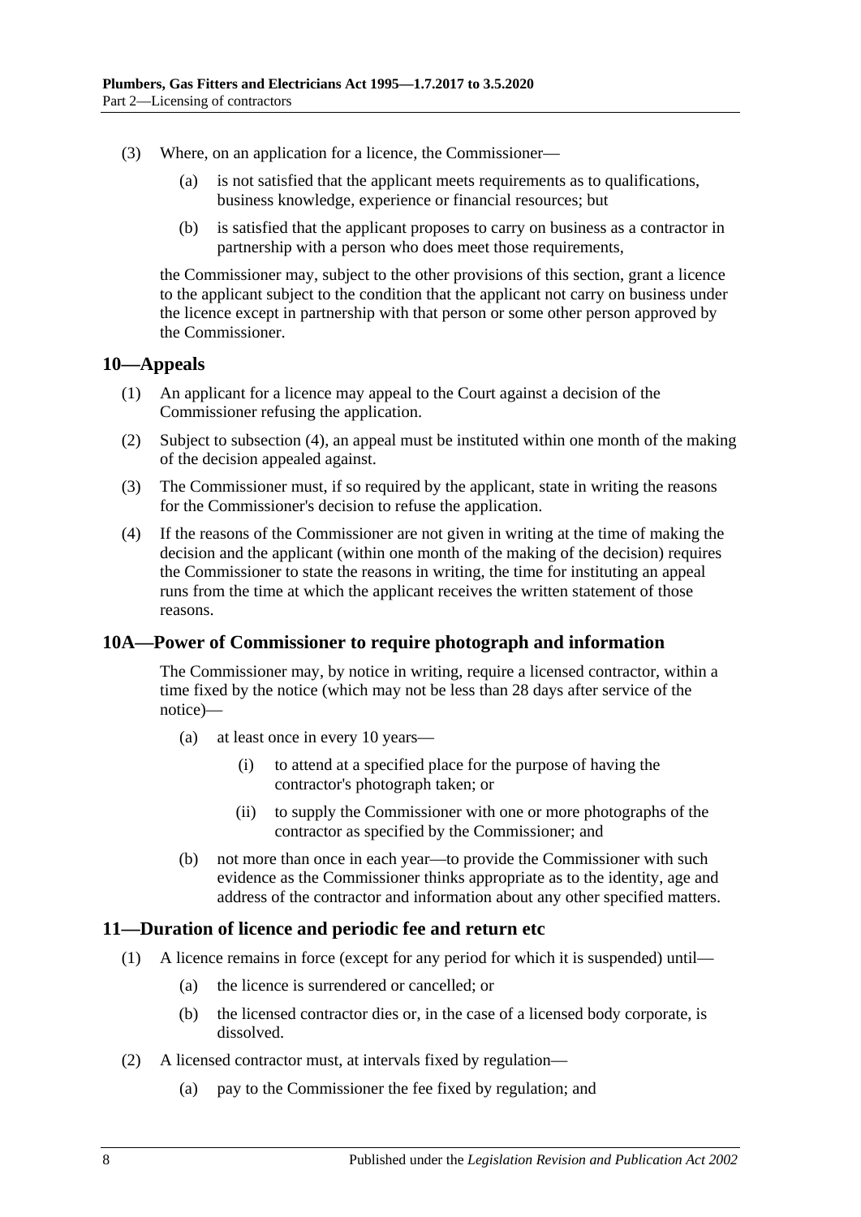(3) Where, on an application for a licence, the Commissioner—

(a) is not satisfied that the applicant meets requirements as to qualifications, business knowledge, experience or financial resources; but

(b) is satisfied that the applicant proposes to carry on business as a contractor in partnership with a person who does meet those requirements,

the Commissioner may, subject to the other provisions of this section, grant a licence to the applicant subject to the condition that the applicant not carry on business under the licence except in partnership with that person or some other person approved by the Commissioner.

## 10—Appeals

(1) An applicant for a licence may appeal to the Court against a decision of the Commissioner refusing the application.

(2) Subject to subsection (4), an appeal must be instituted within one month of the making of the decision appealed against.

(3) The Commissioner must, if so required by the applicant, state in writing the reasons for the Commissioner's decision to refuse the application.

(4) If the reasons of the Commissioner are not given in writing at the time of making the decision and the applicant (within one month of the making of the decision) requires the Commissioner to state the reasons in writing, the time for instituting an appeal runs from the time at which the applicant receives the written statement of those reasons.

## 10A—Power of Commissioner to require photograph and information

The Commissioner may, by notice in writing, require a licensed contractor, within a time fixed by the notice (which may not be less than 28 days after service of the notice)—

(a) at least once in every 10 years—

(i) to attend at a specified place for the purpose of having the contractor's photograph taken; or

(ii) to supply the Commissioner with one or more photographs of the contractor as specified by the Commissioner; and

(b) not more than once in each year—to provide the Commissioner with such evidence as the Commissioner thinks appropriate as to the identity, age and address of the contractor and information about any other specified matters.

## 11—Duration of licence and periodic fee and return etc

(1) A licence remains in force (except for any period for which it is suspended) until—

(a) the licence is surrendered or cancelled; or

(b) the licensed contractor dies or, in the case of a licensed body corporate, is dissolved.

(2) A licensed contractor must, at intervals fixed by regulation—

(a) pay to the Commissioner the fee fixed by regulation; and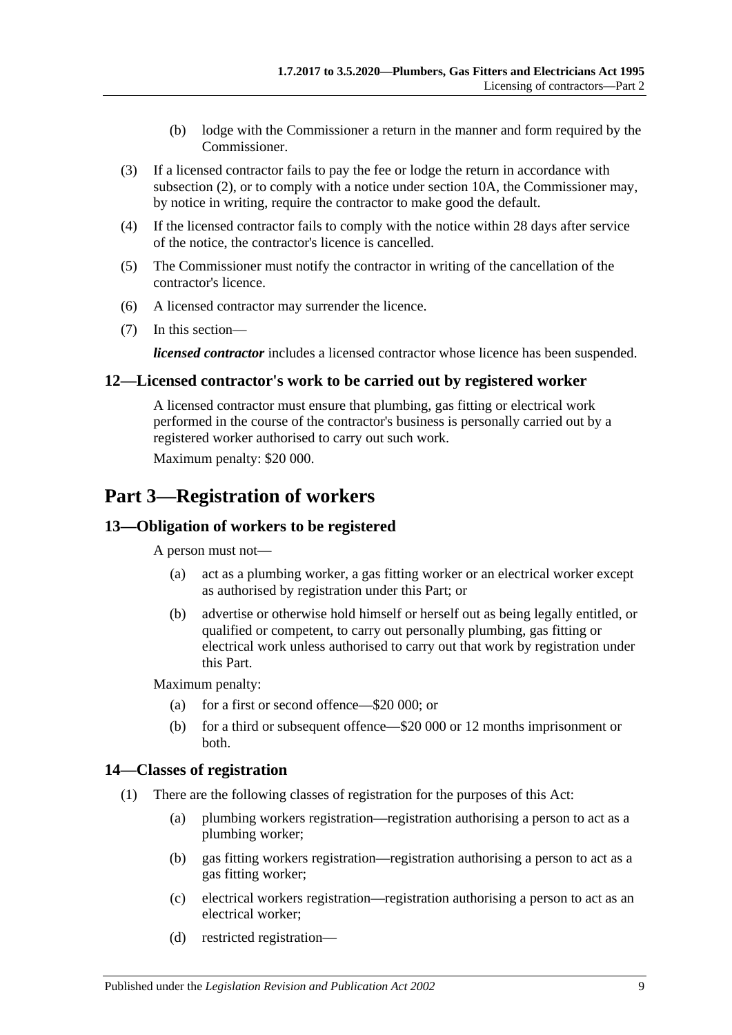(b) lodge with the Commissioner a return in the manner and form required by the Commissioner.

(3) If a licensed contractor fails to pay the fee or lodge the return in accordance with subsection (2), or to comply with a notice under section 10A, the Commissioner may, by notice in writing, require the contractor to make good the default.

(4) If the licensed contractor fails to comply with the notice within 28 days after service of the notice, the contractor's licence is cancelled.

(5) The Commissioner must notify the contractor in writing of the cancellation of the contractor's licence.

(6) A licensed contractor may surrender the licence.

(7) In this section—

***licensed contractor*** includes a licensed contractor whose licence has been suspended.

### 12—Licensed contractor's work to be carried out by registered worker

A licensed contractor must ensure that plumbing, gas fitting or electrical work performed in the course of the contractor's business is personally carried out by a registered worker authorised to carry out such work.

Maximum penalty: $20 000.

## Part 3—Registration of workers

### 13—Obligation of workers to be registered

A person must not—

(a) act as a plumbing worker, a gas fitting worker or an electrical worker except as authorised by registration under this Part; or

(b) advertise or otherwise hold himself or herself out as being legally entitled, or qualified or competent, to carry out personally plumbing, gas fitting or electrical work unless authorised to carry out that work by registration under this Part.

Maximum penalty:

(a) for a first or second offence—$20 000; or

(b) for a third or subsequent offence—$20 000 or 12 months imprisonment or both.

### 14—Classes of registration

(1) There are the following classes of registration for the purposes of this Act:

(a) plumbing workers registration—registration authorising a person to act as a plumbing worker;

(b) gas fitting workers registration—registration authorising a person to act as a gas fitting worker;

(c) electrical workers registration—registration authorising a person to act as an electrical worker;

(d) restricted registration—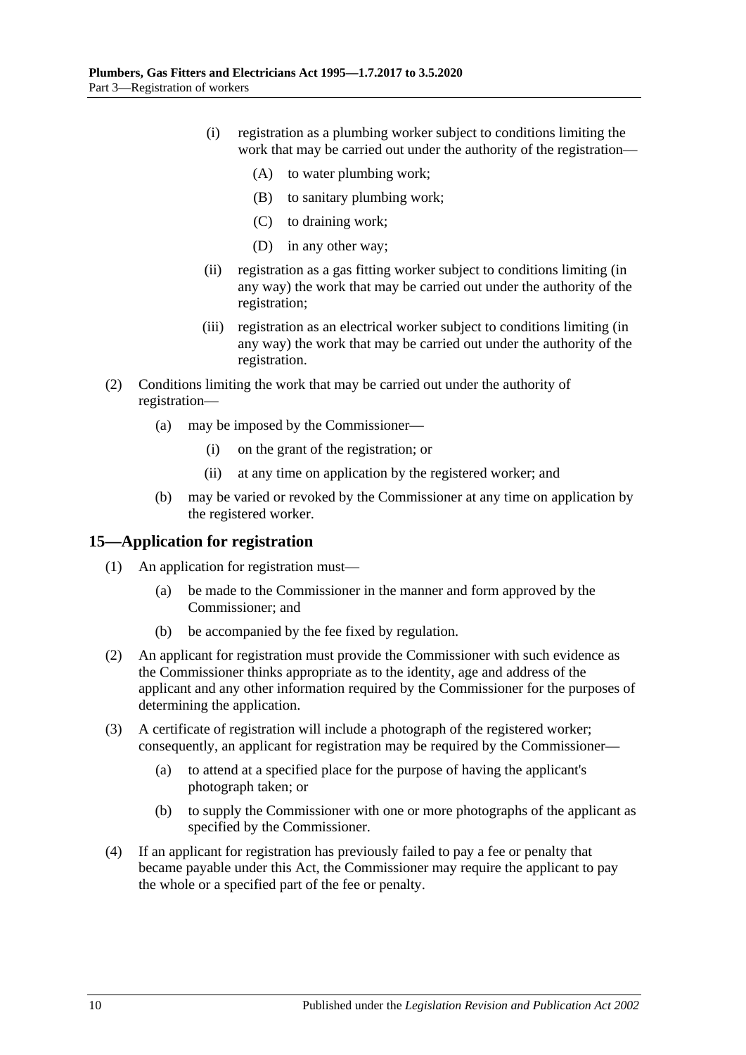(i) registration as a plumbing worker subject to conditions limiting the work that may be carried out under the authority of the registration—

(A) to water plumbing work;

(B) to sanitary plumbing work;

(C) to draining work;

(D) in any other way;

(ii) registration as a gas fitting worker subject to conditions limiting (in any way) the work that may be carried out under the authority of the registration;

(iii) registration as an electrical worker subject to conditions limiting (in any way) the work that may be carried out under the authority of the registration.

(2) Conditions limiting the work that may be carried out under the authority of registration—

(a) may be imposed by the Commissioner—

(i) on the grant of the registration; or

(ii) at any time on application by the registered worker; and

(b) may be varied or revoked by the Commissioner at any time on application by the registered worker.

## 15—Application for registration

(1) An application for registration must—

(a) be made to the Commissioner in the manner and form approved by the Commissioner; and

(b) be accompanied by the fee fixed by regulation.

(2) An applicant for registration must provide the Commissioner with such evidence as the Commissioner thinks appropriate as to the identity, age and address of the applicant and any other information required by the Commissioner for the purposes of determining the application.

(3) A certificate of registration will include a photograph of the registered worker; consequently, an applicant for registration may be required by the Commissioner—

(a) to attend at a specified place for the purpose of having the applicant's photograph taken; or

(b) to supply the Commissioner with one or more photographs of the applicant as specified by the Commissioner.

(4) If an applicant for registration has previously failed to pay a fee or penalty that became payable under this Act, the Commissioner may require the applicant to pay the whole or a specified part of the fee or penalty.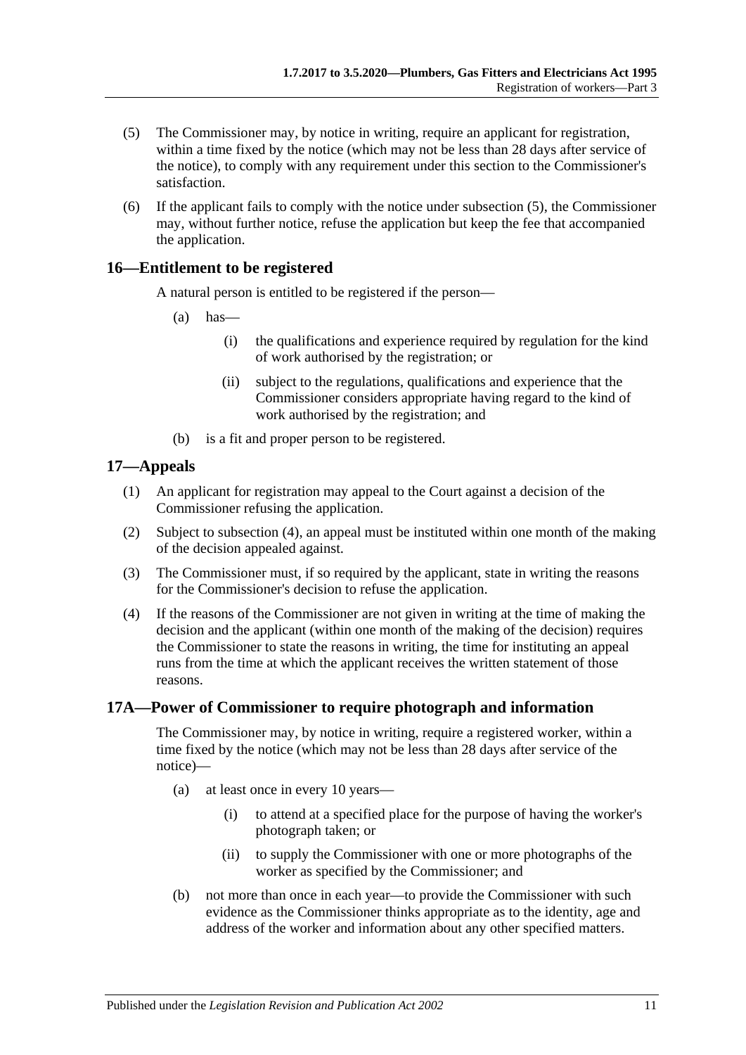(5) The Commissioner may, by notice in writing, require an applicant for registration, within a time fixed by the notice (which may not be less than 28 days after service of the notice), to comply with any requirement under this section to the Commissioner's satisfaction.

(6) If the applicant fails to comply with the notice under subsection (5), the Commissioner may, without further notice, refuse the application but keep the fee that accompanied the application.

## 16—Entitlement to be registered

A natural person is entitled to be registered if the person—

(a) has—

(i) the qualifications and experience required by regulation for the kind of work authorised by the registration; or

(ii) subject to the regulations, qualifications and experience that the Commissioner considers appropriate having regard to the kind of work authorised by the registration; and

(b) is a fit and proper person to be registered.

## 17—Appeals

(1) An applicant for registration may appeal to the Court against a decision of the Commissioner refusing the application.

(2) Subject to subsection (4), an appeal must be instituted within one month of the making of the decision appealed against.

(3) The Commissioner must, if so required by the applicant, state in writing the reasons for the Commissioner's decision to refuse the application.

(4) If the reasons of the Commissioner are not given in writing at the time of making the decision and the applicant (within one month of the making of the decision) requires the Commissioner to state the reasons in writing, the time for instituting an appeal runs from the time at which the applicant receives the written statement of those reasons.

## 17A—Power of Commissioner to require photograph and information

The Commissioner may, by notice in writing, require a registered worker, within a time fixed by the notice (which may not be less than 28 days after service of the notice)—

(a) at least once in every 10 years—

(i) to attend at a specified place for the purpose of having the worker's photograph taken; or

(ii) to supply the Commissioner with one or more photographs of the worker as specified by the Commissioner; and

(b) not more than once in each year—to provide the Commissioner with such evidence as the Commissioner thinks appropriate as to the identity, age and address of the worker and information about any other specified matters.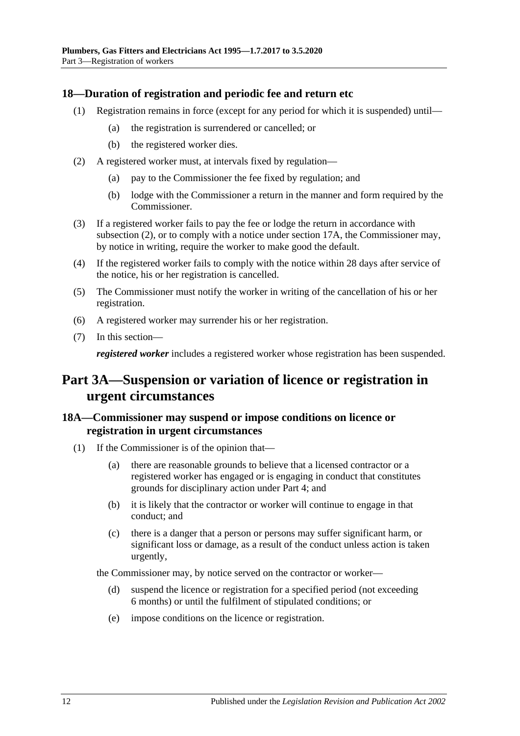### 18—Duration of registration and periodic fee and return etc

(1) Registration remains in force (except for any period for which it is suspended) until—

(a) the registration is surrendered or cancelled; or

(b) the registered worker dies.

(2) A registered worker must, at intervals fixed by regulation—

(a) pay to the Commissioner the fee fixed by regulation; and

(b) lodge with the Commissioner a return in the manner and form required by the Commissioner.

(3) If a registered worker fails to pay the fee or lodge the return in accordance with subsection (2), or to comply with a notice under section 17A, the Commissioner may, by notice in writing, require the worker to make good the default.

(4) If the registered worker fails to comply with the notice within 28 days after service of the notice, his or her registration is cancelled.

(5) The Commissioner must notify the worker in writing of the cancellation of his or her registration.

(6) A registered worker may surrender his or her registration.

(7) In this section—

***registered worker*** includes a registered worker whose registration has been suspended.

## Part 3A—Suspension or variation of licence or registration in urgent circumstances

### 18A—Commissioner may suspend or impose conditions on licence or registration in urgent circumstances

(1) If the Commissioner is of the opinion that—

(a) there are reasonable grounds to believe that a licensed contractor or a registered worker has engaged or is engaging in conduct that constitutes grounds for disciplinary action under Part 4; and

(b) it is likely that the contractor or worker will continue to engage in that conduct; and

(c) there is a danger that a person or persons may suffer significant harm, or significant loss or damage, as a result of the conduct unless action is taken urgently,

the Commissioner may, by notice served on the contractor or worker—

(d) suspend the licence or registration for a specified period (not exceeding 6 months) or until the fulfilment of stipulated conditions; or

(e) impose conditions on the licence or registration.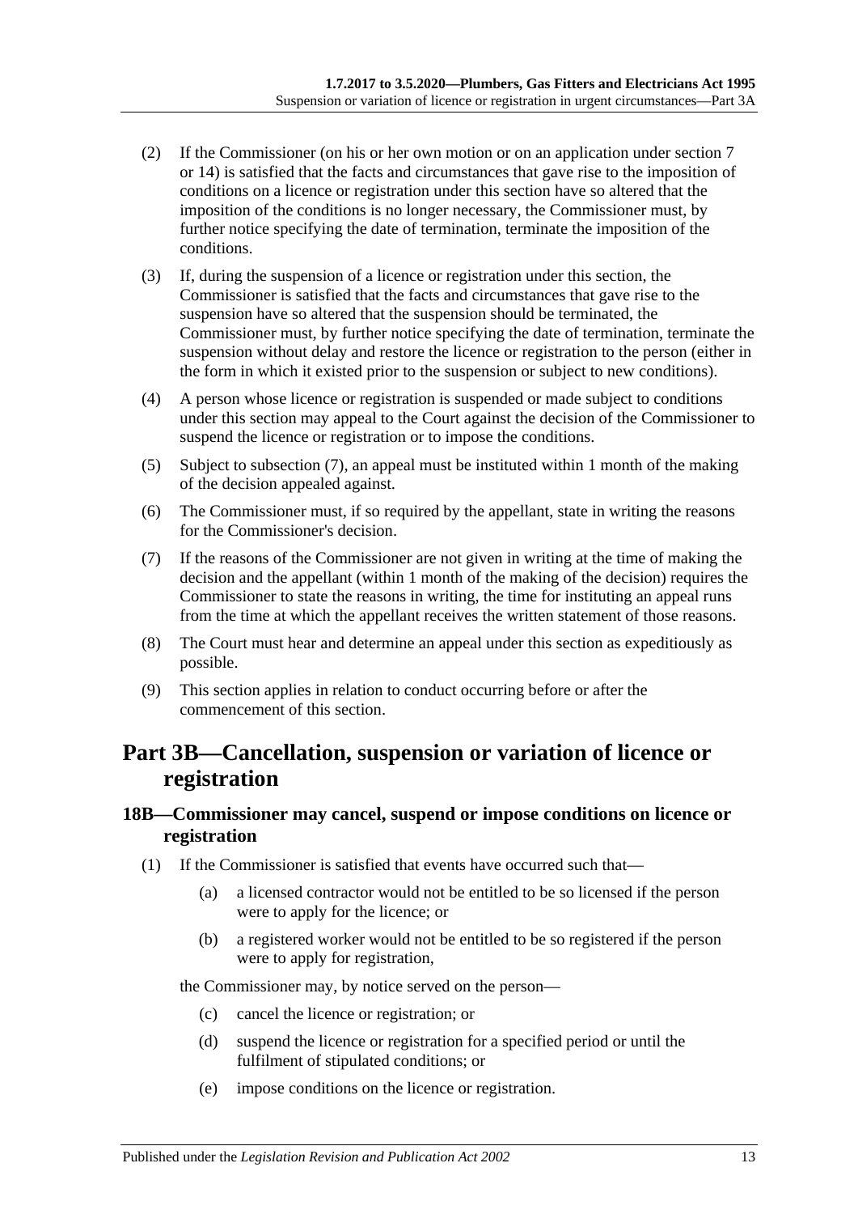(2) If the Commissioner (on his or her own motion or on an application under section 7 or 14) is satisfied that the facts and circumstances that gave rise to the imposition of conditions on a licence or registration under this section have so altered that the imposition of the conditions is no longer necessary, the Commissioner must, by further notice specifying the date of termination, terminate the imposition of the conditions.

(3) If, during the suspension of a licence or registration under this section, the Commissioner is satisfied that the facts and circumstances that gave rise to the suspension have so altered that the suspension should be terminated, the Commissioner must, by further notice specifying the date of termination, terminate the suspension without delay and restore the licence or registration to the person (either in the form in which it existed prior to the suspension or subject to new conditions).

(4) A person whose licence or registration is suspended or made subject to conditions under this section may appeal to the Court against the decision of the Commissioner to suspend the licence or registration or to impose the conditions.

(5) Subject to subsection (7), an appeal must be instituted within 1 month of the making of the decision appealed against.

(6) The Commissioner must, if so required by the appellant, state in writing the reasons for the Commissioner's decision.

(7) If the reasons of the Commissioner are not given in writing at the time of making the decision and the appellant (within 1 month of the making of the decision) requires the Commissioner to state the reasons in writing, the time for instituting an appeal runs from the time at which the appellant receives the written statement of those reasons.

(8) The Court must hear and determine an appeal under this section as expeditiously as possible.

(9) This section applies in relation to conduct occurring before or after the commencement of this section.

# Part 3B—Cancellation, suspension or variation of licence or registration

## 18B—Commissioner may cancel, suspend or impose conditions on licence or registration

(1) If the Commissioner is satisfied that events have occurred such that—

- (a) a licensed contractor would not be entitled to be so licensed if the person were to apply for the licence; or
- (b) a registered worker would not be entitled to be so registered if the person were to apply for registration,

the Commissioner may, by notice served on the person—

- (c) cancel the licence or registration; or
- (d) suspend the licence or registration for a specified period or until the fulfilment of stipulated conditions; or
- (e) impose conditions on the licence or registration.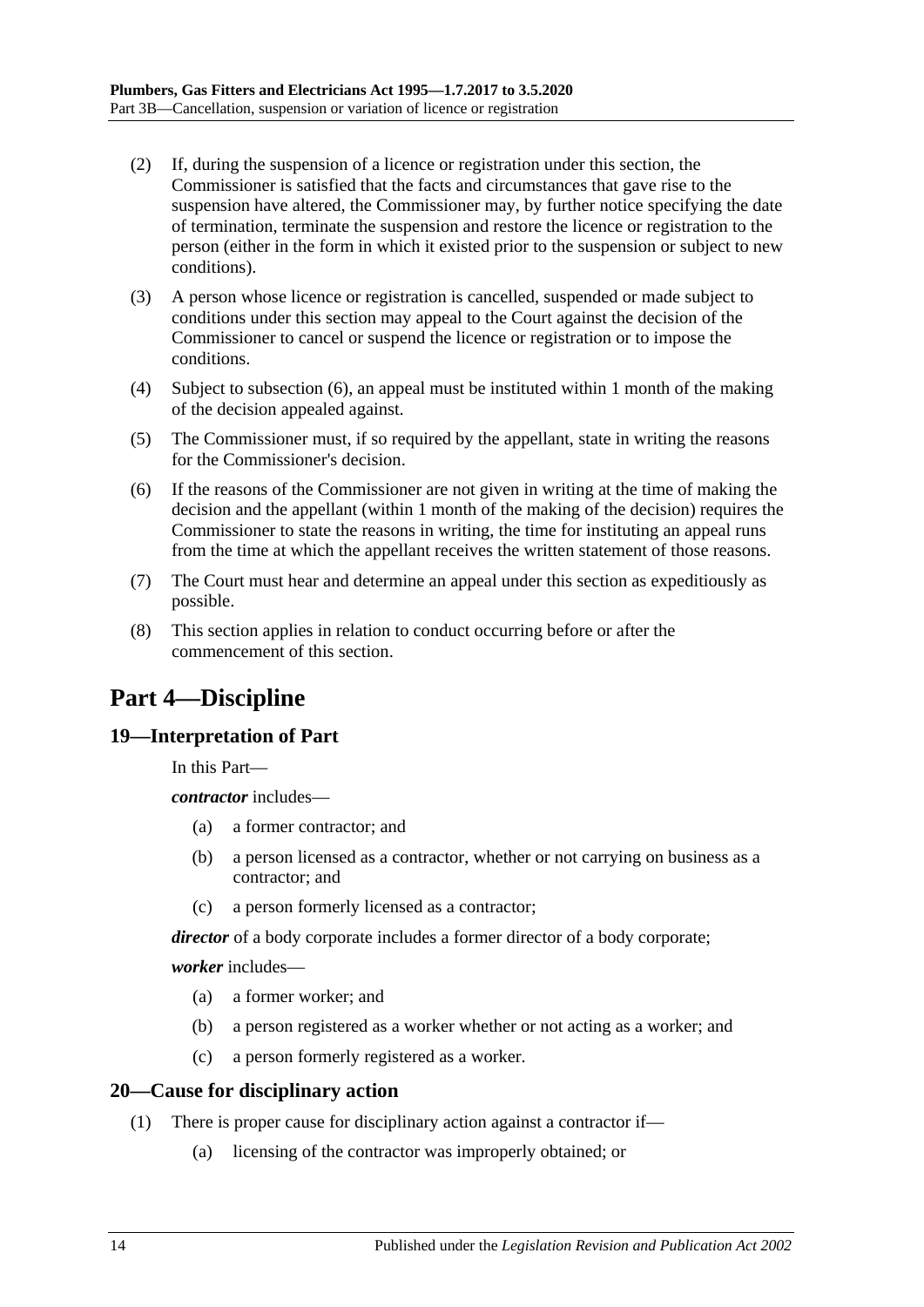(2) If, during the suspension of a licence or registration under this section, the Commissioner is satisfied that the facts and circumstances that gave rise to the suspension have altered, the Commissioner may, by further notice specifying the date of termination, terminate the suspension and restore the licence or registration to the person (either in the form in which it existed prior to the suspension or subject to new conditions).

(3) A person whose licence or registration is cancelled, suspended or made subject to conditions under this section may appeal to the Court against the decision of the Commissioner to cancel or suspend the licence or registration or to impose the conditions.

(4) Subject to subsection (6), an appeal must be instituted within 1 month of the making of the decision appealed against.

(5) The Commissioner must, if so required by the appellant, state in writing the reasons for the Commissioner's decision.

(6) If the reasons of the Commissioner are not given in writing at the time of making the decision and the appellant (within 1 month of the making of the decision) requires the Commissioner to state the reasons in writing, the time for instituting an appeal runs from the time at which the appellant receives the written statement of those reasons.

(7) The Court must hear and determine an appeal under this section as expeditiously as possible.

(8) This section applies in relation to conduct occurring before or after the commencement of this section.

# Part 4—Discipline

## 19—Interpretation of Part

In this Part—

***contractor*** includes—

(a) a former contractor; and

(b) a person licensed as a contractor, whether or not carrying on business as a contractor; and

(c) a person formerly licensed as a contractor;

***director*** of a body corporate includes a former director of a body corporate;

***worker*** includes—

(a) a former worker; and

(b) a person registered as a worker whether or not acting as a worker; and

(c) a person formerly registered as a worker.

## 20—Cause for disciplinary action

(1) There is proper cause for disciplinary action against a contractor if—

(a) licensing of the contractor was improperly obtained; or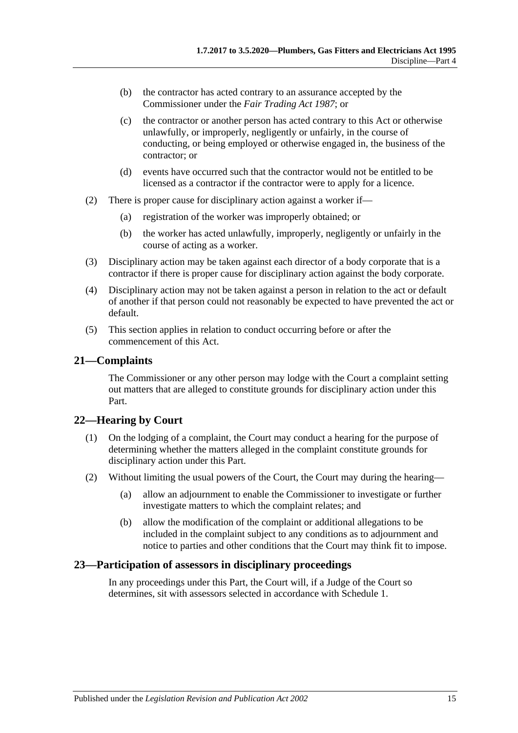(b) the contractor has acted contrary to an assurance accepted by the Commissioner under the *Fair Trading Act 1987*; or

(c) the contractor or another person has acted contrary to this Act or otherwise unlawfully, or improperly, negligently or unfairly, in the course of conducting, or being employed or otherwise engaged in, the business of the contractor; or

(d) events have occurred such that the contractor would not be entitled to be licensed as a contractor if the contractor were to apply for a licence.

(2) There is proper cause for disciplinary action against a worker if—

(a) registration of the worker was improperly obtained; or

(b) the worker has acted unlawfully, improperly, negligently or unfairly in the course of acting as a worker.

(3) Disciplinary action may be taken against each director of a body corporate that is a contractor if there is proper cause for disciplinary action against the body corporate.

(4) Disciplinary action may not be taken against a person in relation to the act or default of another if that person could not reasonably be expected to have prevented the act or default.

(5) This section applies in relation to conduct occurring before or after the commencement of this Act.

## 21—Complaints

The Commissioner or any other person may lodge with the Court a complaint setting out matters that are alleged to constitute grounds for disciplinary action under this Part.

## 22—Hearing by Court

(1) On the lodging of a complaint, the Court may conduct a hearing for the purpose of determining whether the matters alleged in the complaint constitute grounds for disciplinary action under this Part.

(2) Without limiting the usual powers of the Court, the Court may during the hearing—

(a) allow an adjournment to enable the Commissioner to investigate or further investigate matters to which the complaint relates; and

(b) allow the modification of the complaint or additional allegations to be included in the complaint subject to any conditions as to adjournment and notice to parties and other conditions that the Court may think fit to impose.

## 23—Participation of assessors in disciplinary proceedings

In any proceedings under this Part, the Court will, if a Judge of the Court so determines, sit with assessors selected in accordance with Schedule 1.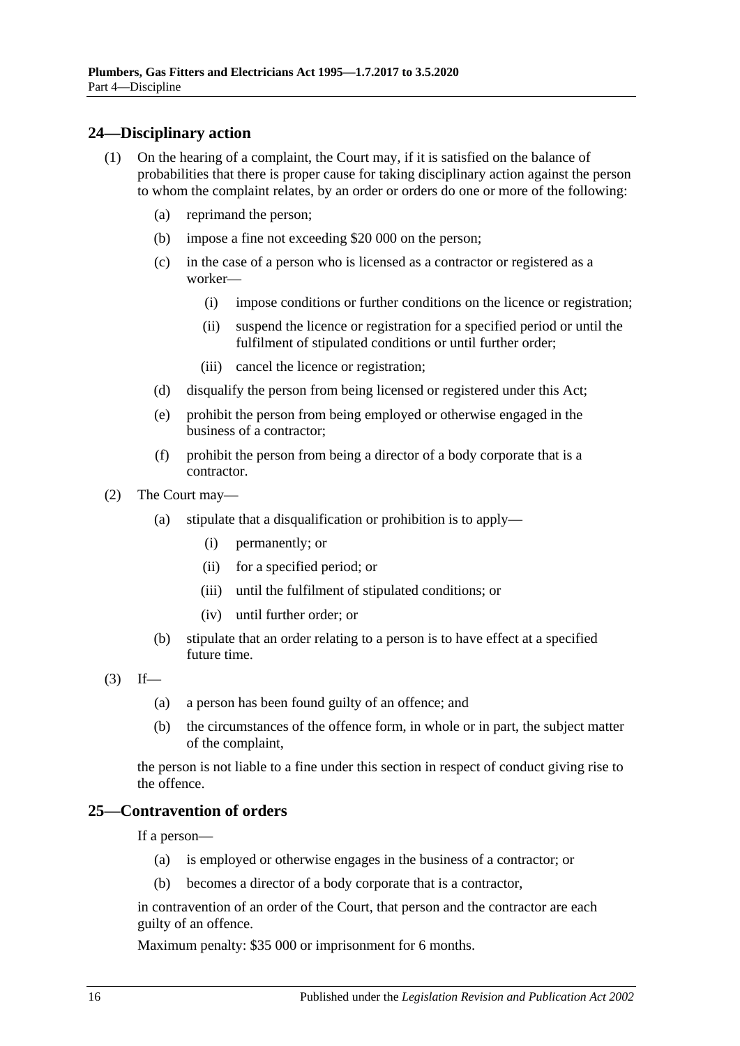## 24—Disciplinary action

(1) On the hearing of a complaint, the Court may, if it is satisfied on the balance of probabilities that there is proper cause for taking disciplinary action against the person to whom the complaint relates, by an order or orders do one or more of the following:

  (a) reprimand the person;

  (b) impose a fine not exceeding $20 000 on the person;

  (c) in the case of a person who is licensed as a contractor or registered as a worker—

    (i) impose conditions or further conditions on the licence or registration;

    (ii) suspend the licence or registration for a specified period or until the fulfilment of stipulated conditions or until further order;

    (iii) cancel the licence or registration;

  (d) disqualify the person from being licensed or registered under this Act;

  (e) prohibit the person from being employed or otherwise engaged in the business of a contractor;

  (f) prohibit the person from being a director of a body corporate that is a contractor.

(2) The Court may—

  (a) stipulate that a disqualification or prohibition is to apply—

    (i) permanently; or

    (ii) for a specified period; or

    (iii) until the fulfilment of stipulated conditions; or

    (iv) until further order; or

  (b) stipulate that an order relating to a person is to have effect at a specified future time.

(3) If—

  (a) a person has been found guilty of an offence; and

  (b) the circumstances of the offence form, in whole or in part, the subject matter of the complaint,

the person is not liable to a fine under this section in respect of conduct giving rise to the offence.

## 25—Contravention of orders

If a person—

  (a) is employed or otherwise engages in the business of a contractor; or

  (b) becomes a director of a body corporate that is a contractor,

in contravention of an order of the Court, that person and the contractor are each guilty of an offence.

Maximum penalty: $35 000 or imprisonment for 6 months.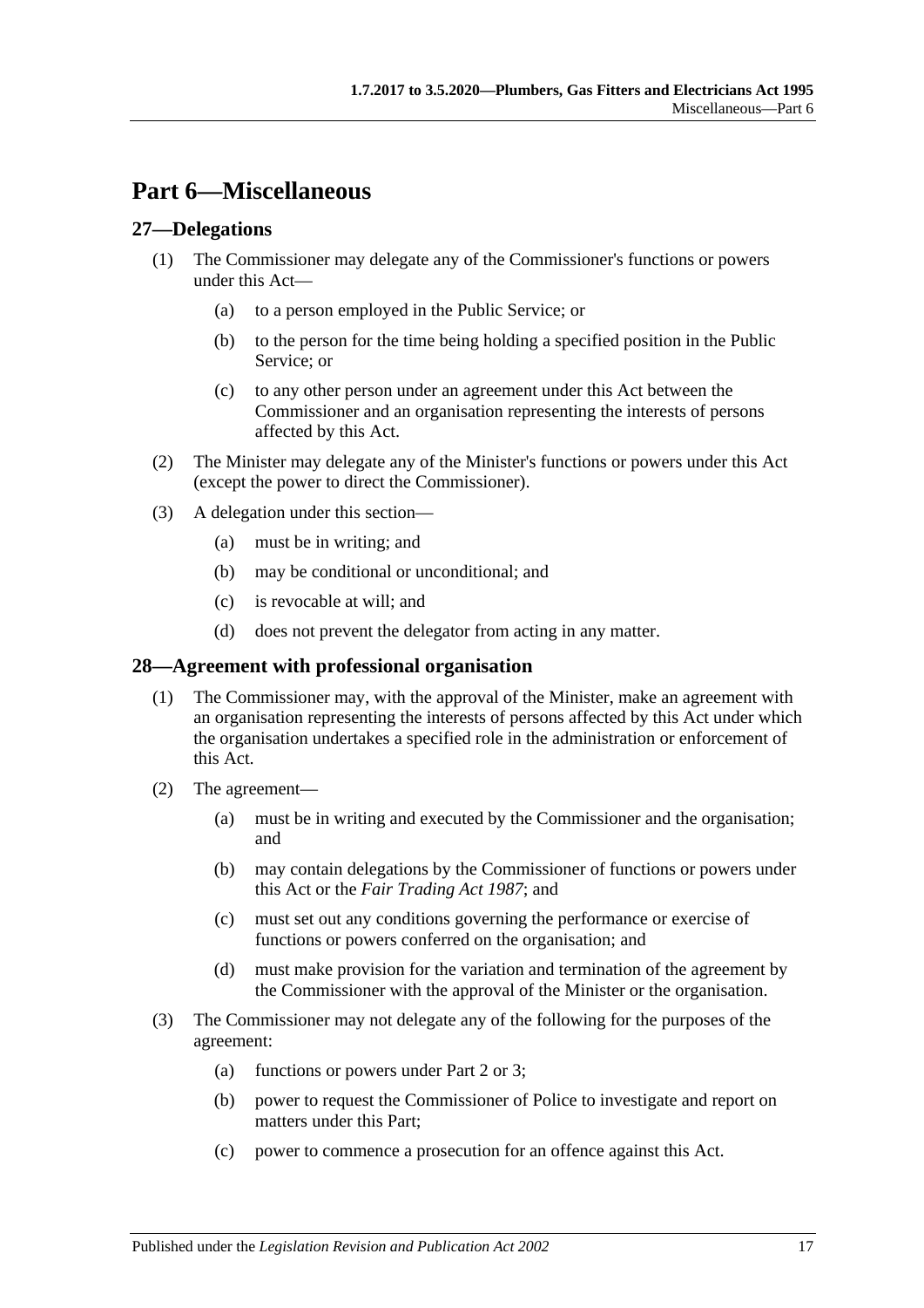# Part 6—Miscellaneous

## 27—Delegations

(1) The Commissioner may delegate any of the Commissioner's functions or powers under this Act—

(a) to a person employed in the Public Service; or

(b) to the person for the time being holding a specified position in the Public Service; or

(c) to any other person under an agreement under this Act between the Commissioner and an organisation representing the interests of persons affected by this Act.

(2) The Minister may delegate any of the Minister's functions or powers under this Act (except the power to direct the Commissioner).

(3) A delegation under this section—

(a) must be in writing; and

(b) may be conditional or unconditional; and

(c) is revocable at will; and

(d) does not prevent the delegator from acting in any matter.

## 28—Agreement with professional organisation

(1) The Commissioner may, with the approval of the Minister, make an agreement with an organisation representing the interests of persons affected by this Act under which the organisation undertakes a specified role in the administration or enforcement of this Act.

(2) The agreement—

(a) must be in writing and executed by the Commissioner and the organisation; and

(b) may contain delegations by the Commissioner of functions or powers under this Act or the *Fair Trading Act 1987*; and

(c) must set out any conditions governing the performance or exercise of functions or powers conferred on the organisation; and

(d) must make provision for the variation and termination of the agreement by the Commissioner with the approval of the Minister or the organisation.

(3) The Commissioner may not delegate any of the following for the purposes of the agreement:

(a) functions or powers under Part 2 or 3;

(b) power to request the Commissioner of Police to investigate and report on matters under this Part;

(c) power to commence a prosecution for an offence against this Act.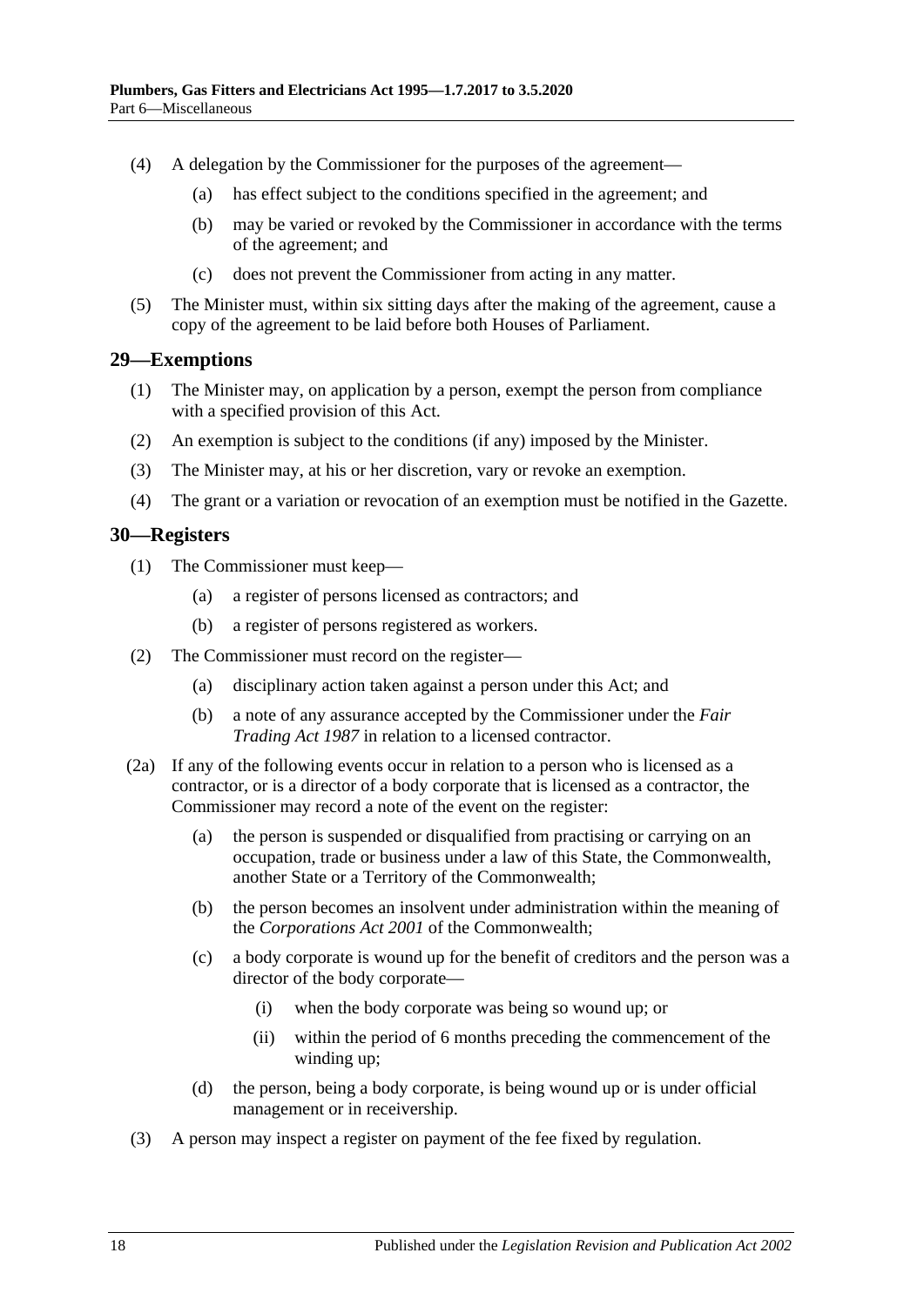(4) A delegation by the Commissioner for the purposes of the agreement—

- (a) has effect subject to the conditions specified in the agreement; and
- (b) may be varied or revoked by the Commissioner in accordance with the terms of the agreement; and
- (c) does not prevent the Commissioner from acting in any matter.

(5) The Minister must, within six sitting days after the making of the agreement, cause a copy of the agreement to be laid before both Houses of Parliament.

## 29—Exemptions

(1) The Minister may, on application by a person, exempt the person from compliance with a specified provision of this Act.

(2) An exemption is subject to the conditions (if any) imposed by the Minister.

(3) The Minister may, at his or her discretion, vary or revoke an exemption.

(4) The grant or a variation or revocation of an exemption must be notified in the Gazette.

## 30—Registers

(1) The Commissioner must keep—

- (a) a register of persons licensed as contractors; and
- (b) a register of persons registered as workers.

(2) The Commissioner must record on the register—

- (a) disciplinary action taken against a person under this Act; and
- (b) a note of any assurance accepted by the Commissioner under the *Fair Trading Act 1987* in relation to a licensed contractor.

(2a) If any of the following events occur in relation to a person who is licensed as a contractor, or is a director of a body corporate that is licensed as a contractor, the Commissioner may record a note of the event on the register:

- (a) the person is suspended or disqualified from practising or carrying on an occupation, trade or business under a law of this State, the Commonwealth, another State or a Territory of the Commonwealth;
- (b) the person becomes an insolvent under administration within the meaning of the *Corporations Act 2001* of the Commonwealth;
- (c) a body corporate is wound up for the benefit of creditors and the person was a director of the body corporate—
  - (i) when the body corporate was being so wound up; or
  - (ii) within the period of 6 months preceding the commencement of the winding up;
- (d) the person, being a body corporate, is being wound up or is under official management or in receivership.

(3) A person may inspect a register on payment of the fee fixed by regulation.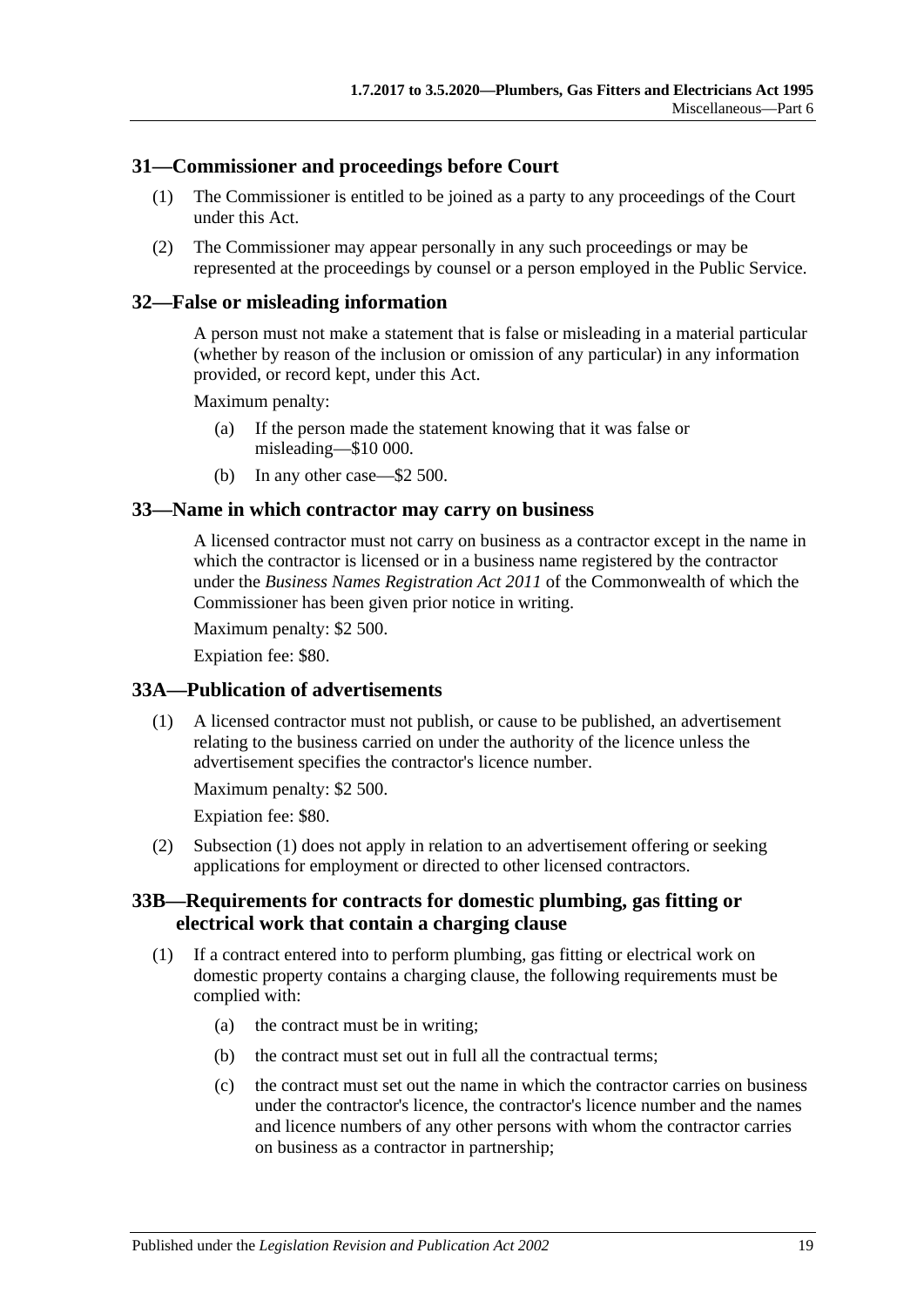## 31—Commissioner and proceedings before Court

(1) The Commissioner is entitled to be joined as a party to any proceedings of the Court under this Act.

(2) The Commissioner may appear personally in any such proceedings or may be represented at the proceedings by counsel or a person employed in the Public Service.

## 32—False or misleading information

A person must not make a statement that is false or misleading in a material particular (whether by reason of the inclusion or omission of any particular) in any information provided, or record kept, under this Act.

Maximum penalty:

(a) If the person made the statement knowing that it was false or misleading—$10 000.

(b) In any other case—$2 500.

## 33—Name in which contractor may carry on business

A licensed contractor must not carry on business as a contractor except in the name in which the contractor is licensed or in a business name registered by the contractor under the *Business Names Registration Act 2011* of the Commonwealth of which the Commissioner has been given prior notice in writing.

Maximum penalty: $2 500.

Expiation fee: $80.

## 33A—Publication of advertisements

(1) A licensed contractor must not publish, or cause to be published, an advertisement relating to the business carried on under the authority of the licence unless the advertisement specifies the contractor's licence number.

Maximum penalty: $2 500.

Expiation fee: $80.

(2) Subsection (1) does not apply in relation to an advertisement offering or seeking applications for employment or directed to other licensed contractors.

## 33B—Requirements for contracts for domestic plumbing, gas fitting or electrical work that contain a charging clause

(1) If a contract entered into to perform plumbing, gas fitting or electrical work on domestic property contains a charging clause, the following requirements must be complied with:

(a) the contract must be in writing;

(b) the contract must set out in full all the contractual terms;

(c) the contract must set out the name in which the contractor carries on business under the contractor's licence, the contractor's licence number and the names and licence numbers of any other persons with whom the contractor carries on business as a contractor in partnership;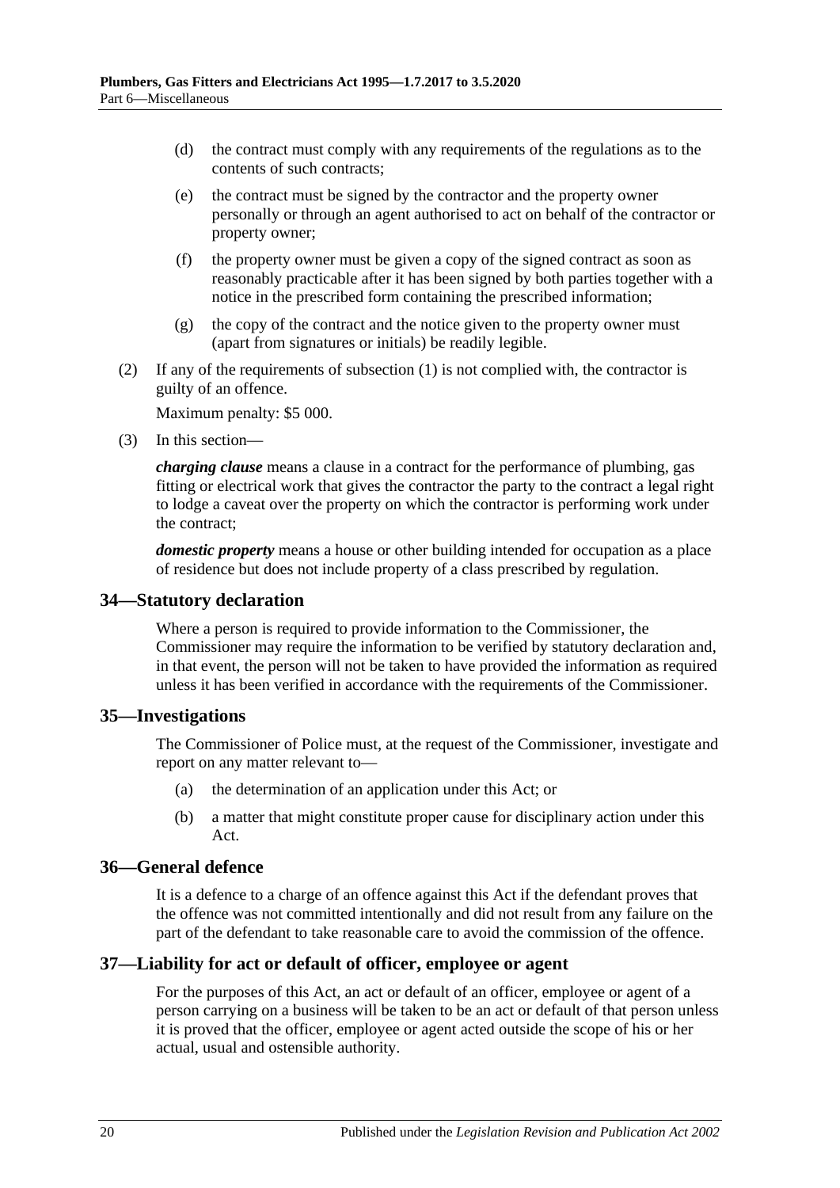(d) the contract must comply with any requirements of the regulations as to the contents of such contracts;

(e) the contract must be signed by the contractor and the property owner personally or through an agent authorised to act on behalf of the contractor or property owner;

(f) the property owner must be given a copy of the signed contract as soon as reasonably practicable after it has been signed by both parties together with a notice in the prescribed form containing the prescribed information;

(g) the copy of the contract and the notice given to the property owner must (apart from signatures or initials) be readily legible.

(2) If any of the requirements of subsection (1) is not complied with, the contractor is guilty of an offence.

Maximum penalty: $5 000.

(3) In this section—

***charging clause*** means a clause in a contract for the performance of plumbing, gas fitting or electrical work that gives the contractor the party to the contract a legal right to lodge a caveat over the property on which the contractor is performing work under the contract;

***domestic property*** means a house or other building intended for occupation as a place of residence but does not include property of a class prescribed by regulation.

## 34—Statutory declaration

Where a person is required to provide information to the Commissioner, the Commissioner may require the information to be verified by statutory declaration and, in that event, the person will not be taken to have provided the information as required unless it has been verified in accordance with the requirements of the Commissioner.

## 35—Investigations

The Commissioner of Police must, at the request of the Commissioner, investigate and report on any matter relevant to—

(a) the determination of an application under this Act; or

(b) a matter that might constitute proper cause for disciplinary action under this Act.

## 36—General defence

It is a defence to a charge of an offence against this Act if the defendant proves that the offence was not committed intentionally and did not result from any failure on the part of the defendant to take reasonable care to avoid the commission of the offence.

## 37—Liability for act or default of officer, employee or agent

For the purposes of this Act, an act or default of an officer, employee or agent of a person carrying on a business will be taken to be an act or default of that person unless it is proved that the officer, employee or agent acted outside the scope of his or her actual, usual and ostensible authority.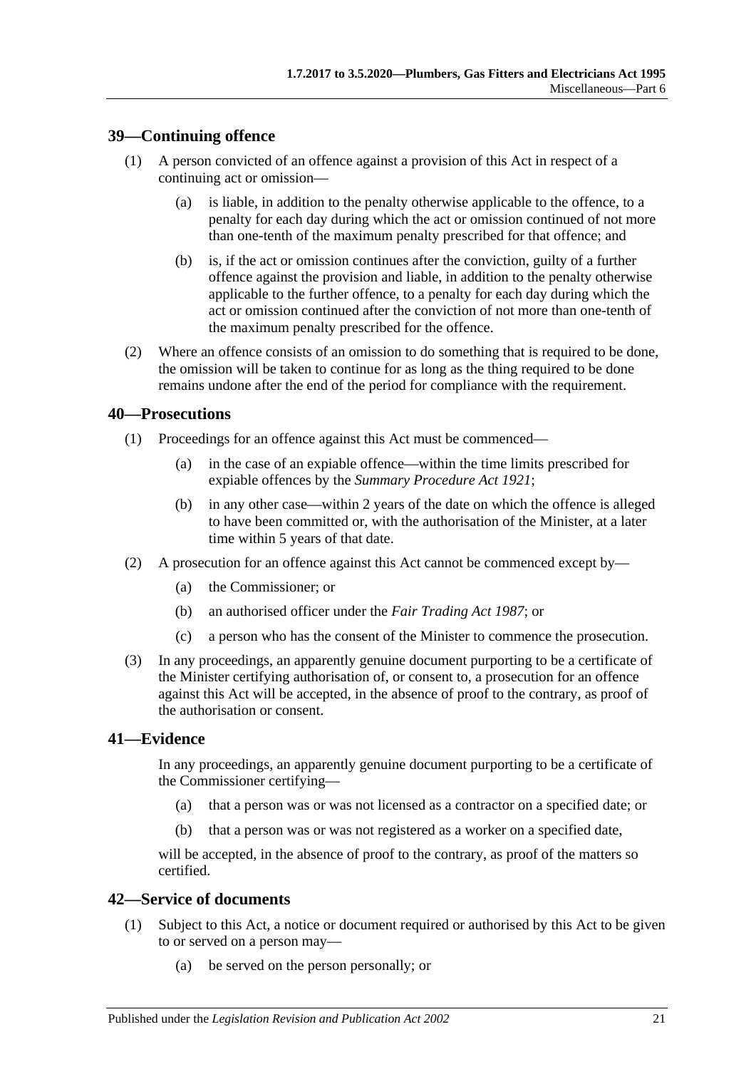## 39—Continuing offence

(1) A person convicted of an offence against a provision of this Act in respect of a continuing act or omission—

(a) is liable, in addition to the penalty otherwise applicable to the offence, to a penalty for each day during which the act or omission continued of not more than one-tenth of the maximum penalty prescribed for that offence; and

(b) is, if the act or omission continues after the conviction, guilty of a further offence against the provision and liable, in addition to the penalty otherwise applicable to the further offence, to a penalty for each day during which the act or omission continued after the conviction of not more than one-tenth of the maximum penalty prescribed for the offence.

(2) Where an offence consists of an omission to do something that is required to be done, the omission will be taken to continue for as long as the thing required to be done remains undone after the end of the period for compliance with the requirement.

## 40—Prosecutions

(1) Proceedings for an offence against this Act must be commenced—

(a) in the case of an expiable offence—within the time limits prescribed for expiable offences by the *Summary Procedure Act 1921*;

(b) in any other case—within 2 years of the date on which the offence is alleged to have been committed or, with the authorisation of the Minister, at a later time within 5 years of that date.

(2) A prosecution for an offence against this Act cannot be commenced except by—

(a) the Commissioner; or

(b) an authorised officer under the *Fair Trading Act 1987*; or

(c) a person who has the consent of the Minister to commence the prosecution.

(3) In any proceedings, an apparently genuine document purporting to be a certificate of the Minister certifying authorisation of, or consent to, a prosecution for an offence against this Act will be accepted, in the absence of proof to the contrary, as proof of the authorisation or consent.

## 41—Evidence

In any proceedings, an apparently genuine document purporting to be a certificate of the Commissioner certifying—

(a) that a person was or was not licensed as a contractor on a specified date; or

(b) that a person was or was not registered as a worker on a specified date,

will be accepted, in the absence of proof to the contrary, as proof of the matters so certified.

## 42—Service of documents

(1) Subject to this Act, a notice or document required or authorised by this Act to be given to or served on a person may—

(a) be served on the person personally; or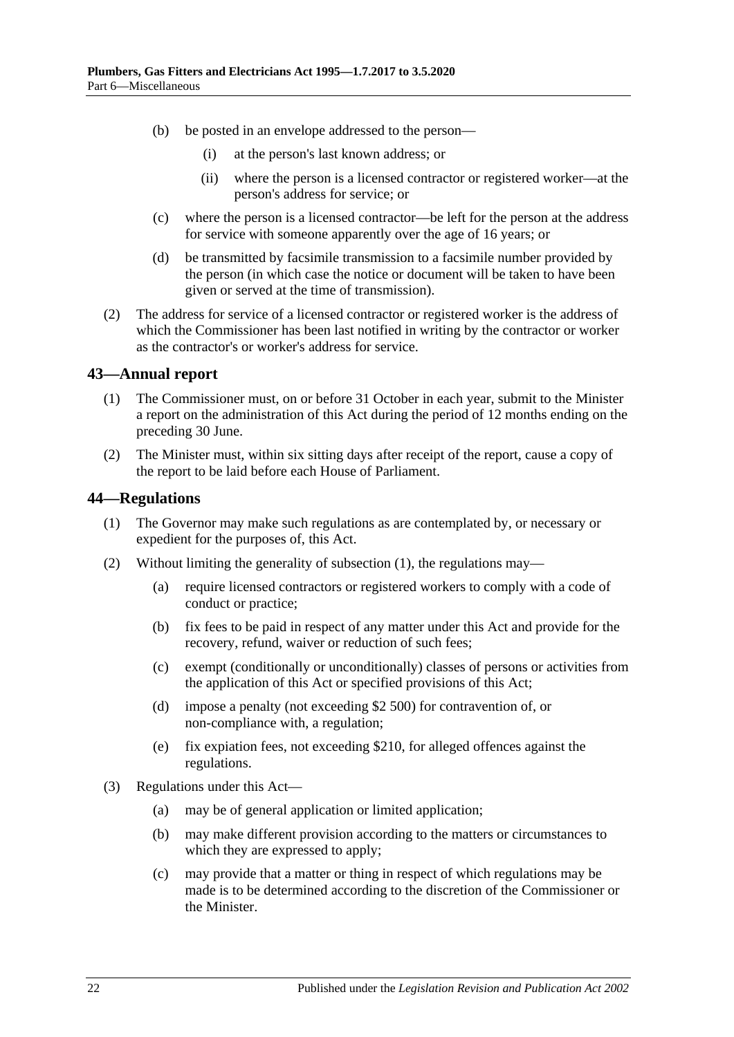(b) be posted in an envelope addressed to the person—

(i) at the person's last known address; or

(ii) where the person is a licensed contractor or registered worker—at the person's address for service; or

(c) where the person is a licensed contractor—be left for the person at the address for service with someone apparently over the age of 16 years; or

(d) be transmitted by facsimile transmission to a facsimile number provided by the person (in which case the notice or document will be taken to have been given or served at the time of transmission).

(2) The address for service of a licensed contractor or registered worker is the address of which the Commissioner has been last notified in writing by the contractor or worker as the contractor's or worker's address for service.

## 43—Annual report

(1) The Commissioner must, on or before 31 October in each year, submit to the Minister a report on the administration of this Act during the period of 12 months ending on the preceding 30 June.

(2) The Minister must, within six sitting days after receipt of the report, cause a copy of the report to be laid before each House of Parliament.

## 44—Regulations

(1) The Governor may make such regulations as are contemplated by, or necessary or expedient for the purposes of, this Act.

(2) Without limiting the generality of subsection (1), the regulations may—

(a) require licensed contractors or registered workers to comply with a code of conduct or practice;

(b) fix fees to be paid in respect of any matter under this Act and provide for the recovery, refund, waiver or reduction of such fees;

(c) exempt (conditionally or unconditionally) classes of persons or activities from the application of this Act or specified provisions of this Act;

(d) impose a penalty (not exceeding $2 500) for contravention of, or non-compliance with, a regulation;

(e) fix expiation fees, not exceeding $210, for alleged offences against the regulations.

(3) Regulations under this Act—

(a) may be of general application or limited application;

(b) may make different provision according to the matters or circumstances to which they are expressed to apply;

(c) may provide that a matter or thing in respect of which regulations may be made is to be determined according to the discretion of the Commissioner or the Minister.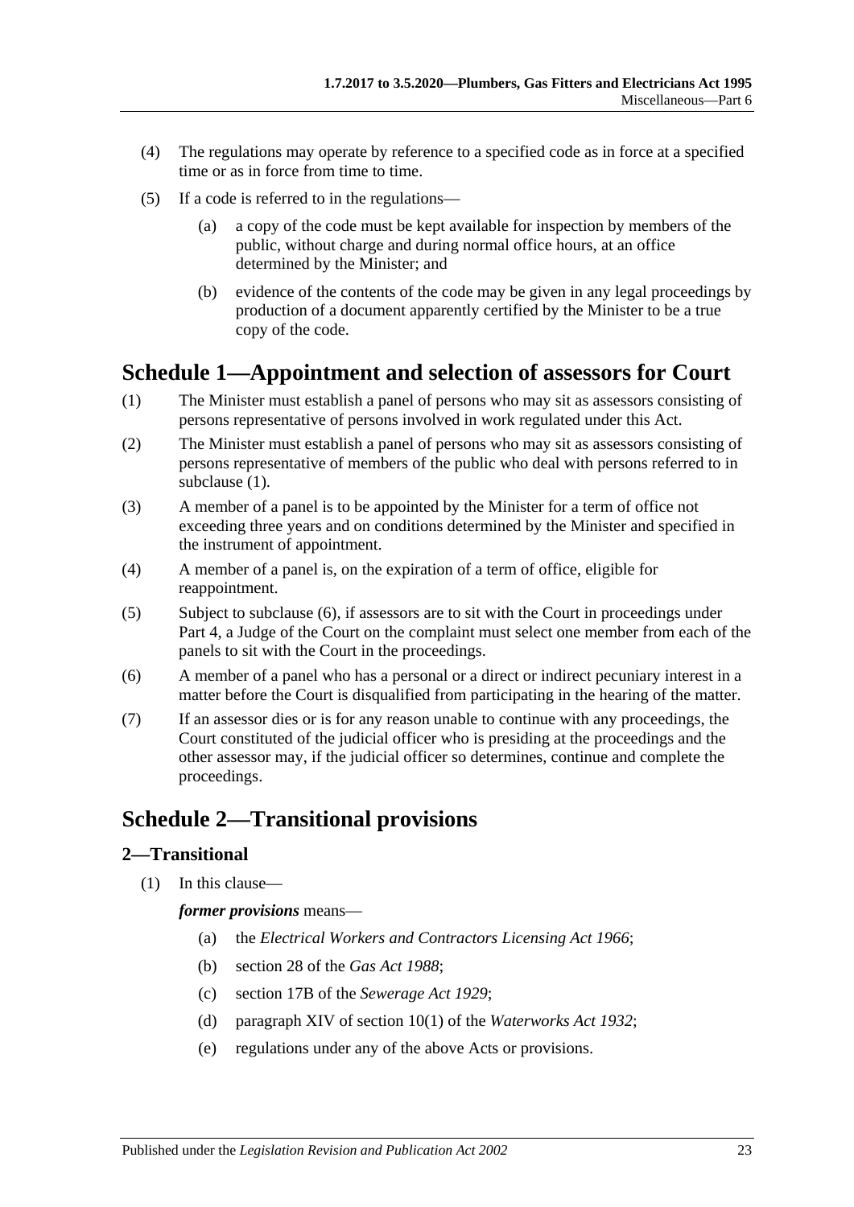(4) The regulations may operate by reference to a specified code as in force at a specified time or as in force from time to time.

(5) If a code is referred to in the regulations—

(a) a copy of the code must be kept available for inspection by members of the public, without charge and during normal office hours, at an office determined by the Minister; and

(b) evidence of the contents of the code may be given in any legal proceedings by production of a document apparently certified by the Minister to be a true copy of the code.

# Schedule 1—Appointment and selection of assessors for Court

(1) The Minister must establish a panel of persons who may sit as assessors consisting of persons representative of persons involved in work regulated under this Act.

(2) The Minister must establish a panel of persons who may sit as assessors consisting of persons representative of members of the public who deal with persons referred to in subclause (1).

(3) A member of a panel is to be appointed by the Minister for a term of office not exceeding three years and on conditions determined by the Minister and specified in the instrument of appointment.

(4) A member of a panel is, on the expiration of a term of office, eligible for reappointment.

(5) Subject to subclause (6), if assessors are to sit with the Court in proceedings under Part 4, a Judge of the Court on the complaint must select one member from each of the panels to sit with the Court in the proceedings.

(6) A member of a panel who has a personal or a direct or indirect pecuniary interest in a matter before the Court is disqualified from participating in the hearing of the matter.

(7) If an assessor dies or is for any reason unable to continue with any proceedings, the Court constituted of the judicial officer who is presiding at the proceedings and the other assessor may, if the judicial officer so determines, continue and complete the proceedings.

# Schedule 2—Transitional provisions

## 2—Transitional

(1) In this clause—

***former provisions*** means—

(a) the *Electrical Workers and Contractors Licensing Act 1966*;

(b) section 28 of the *Gas Act 1988*;

(c) section 17B of the *Sewerage Act 1929*;

(d) paragraph XIV of section 10(1) of the *Waterworks Act 1932*;

(e) regulations under any of the above Acts or provisions.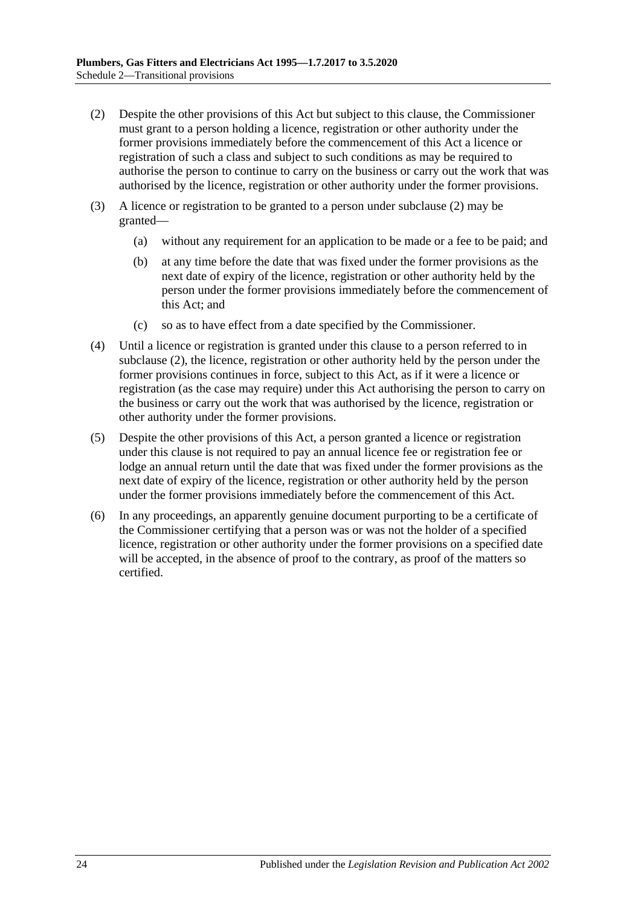(2) Despite the other provisions of this Act but subject to this clause, the Commissioner must grant to a person holding a licence, registration or other authority under the former provisions immediately before the commencement of this Act a licence or registration of such a class and subject to such conditions as may be required to authorise the person to continue to carry on the business or carry out the work that was authorised by the licence, registration or other authority under the former provisions.

(3) A licence or registration to be granted to a person under subclause (2) may be granted—

(a) without any requirement for an application to be made or a fee to be paid; and

(b) at any time before the date that was fixed under the former provisions as the next date of expiry of the licence, registration or other authority held by the person under the former provisions immediately before the commencement of this Act; and

(c) so as to have effect from a date specified by the Commissioner.

(4) Until a licence or registration is granted under this clause to a person referred to in subclause (2), the licence, registration or other authority held by the person under the former provisions continues in force, subject to this Act, as if it were a licence or registration (as the case may require) under this Act authorising the person to carry on the business or carry out the work that was authorised by the licence, registration or other authority under the former provisions.

(5) Despite the other provisions of this Act, a person granted a licence or registration under this clause is not required to pay an annual licence fee or registration fee or lodge an annual return until the date that was fixed under the former provisions as the next date of expiry of the licence, registration or other authority held by the person under the former provisions immediately before the commencement of this Act.

(6) In any proceedings, an apparently genuine document purporting to be a certificate of the Commissioner certifying that a person was or was not the holder of a specified licence, registration or other authority under the former provisions on a specified date will be accepted, in the absence of proof to the contrary, as proof of the matters so certified.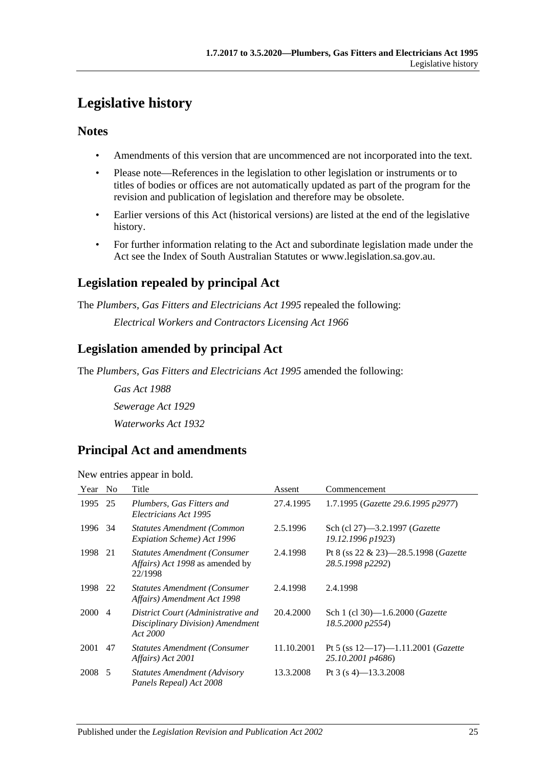# Legislative history

## Notes

- Amendments of this version that are uncommenced are not incorporated into the text.
- Please note—References in the legislation to other legislation or instruments or to titles of bodies or offices are not automatically updated as part of the program for the revision and publication of legislation and therefore may be obsolete.
- Earlier versions of this Act (historical versions) are listed at the end of the legislative history.
- For further information relating to the Act and subordinate legislation made under the Act see the Index of South Australian Statutes or www.legislation.sa.gov.au.

## Legislation repealed by principal Act

The *Plumbers, Gas Fitters and Electricians Act 1995* repealed the following:

*Electrical Workers and Contractors Licensing Act 1966*

## Legislation amended by principal Act

The *Plumbers, Gas Fitters and Electricians Act 1995* amended the following:

*Gas Act 1988*

*Sewerage Act 1929*

*Waterworks Act 1932*

## Principal Act and amendments

New entries appear in bold.

| Year | No | Title | Assent | Commencement |
|---|---|---|---|---|
| 1995 | 25 | *Plumbers, Gas Fitters and Electricians Act 1995* | 27.4.1995 | 1.7.1995 (*Gazette 29.6.1995 p2977*) |
| 1996 | 34 | *Statutes Amendment (Common Expiation Scheme) Act 1996* | 2.5.1996 | Sch (cl 27)—3.2.1997 (*Gazette 19.12.1996 p1923*) |
| 1998 | 21 | *Statutes Amendment (Consumer Affairs) Act 1998* as amended by 22/1998 | 2.4.1998 | Pt 8 (ss 22 & 23)—28.5.1998 (*Gazette 28.5.1998 p2292*) |
| 1998 | 22 | *Statutes Amendment (Consumer Affairs) Amendment Act 1998* | 2.4.1998 | 2.4.1998 |
| 2000 | 4 | *District Court (Administrative and Disciplinary Division) Amendment Act 2000* | 20.4.2000 | Sch 1 (cl 30)—1.6.2000 (*Gazette 18.5.2000 p2554*) |
| 2001 | 47 | *Statutes Amendment (Consumer Affairs) Act 2001* | 11.10.2001 | Pt 5 (ss 12—17)—1.11.2001 (*Gazette 25.10.2001 p4686*) |
| 2008 | 5 | *Statutes Amendment (Advisory Panels Repeal) Act 2008* | 13.3.2008 | Pt 3 (s 4)—13.3.2008 |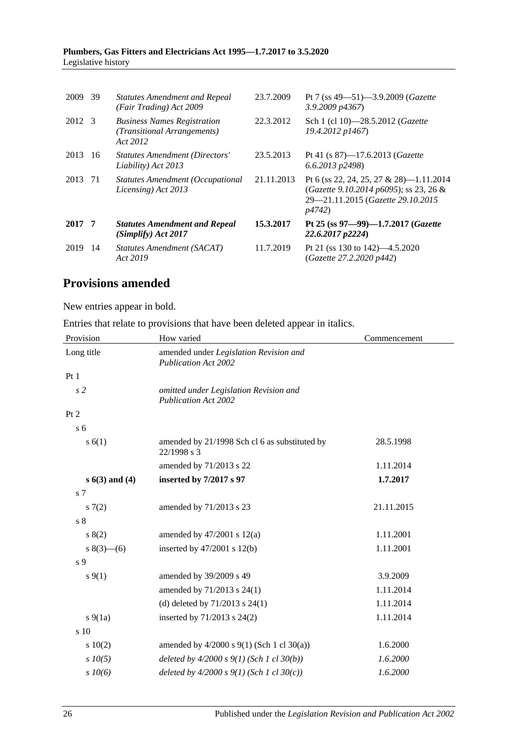| | | | | |
|---|---|---|---|---|
| 2009 | 39 | *Statutes Amendment and Repeal (Fair Trading) Act 2009* | 23.7.2009 | Pt 7 (ss 49—51)—3.9.2009 (*Gazette 3.9.2009 p4367*) |
| 2012 | 3 | *Business Names Registration (Transitional Arrangements) Act 2012* | 22.3.2012 | Sch 1 (cl 10)—28.5.2012 (*Gazette 19.4.2012 p1467*) |
| 2013 | 16 | *Statutes Amendment (Directors' Liability) Act 2013* | 23.5.2013 | Pt 41 (s 87)—17.6.2013 (*Gazette 6.6.2013 p2498*) |
| 2013 | 71 | *Statutes Amendment (Occupational Licensing) Act 2013* | 21.11.2013 | Pt 6 (ss 22, 24, 25, 27 & 28)—1.11.2014 (*Gazette 9.10.2014 p6095*); ss 23, 26 & 29—21.11.2015 (*Gazette 29.10.2015 p4742*) |
| **2017** | **7** | ***Statutes Amendment and Repeal (Simplify) Act 2017*** | **15.3.2017** | **Pt 25 (ss 97—99)—1.7.2017 (*Gazette 22.6.2017 p2224*)** |
| 2019 | 14 | *Statutes Amendment (SACAT) Act 2019* | 11.7.2019 | Pt 21 (ss 130 to 142)—4.5.2020 (*Gazette 27.2.2020 p442*) |

## Provisions amended

New entries appear in bold.

Entries that relate to provisions that have been deleted appear in italics.

| Provision | How varied | Commencement |
|---|---|---|
| Long title | amended under *Legislation Revision and Publication Act 2002* | |
| Pt 1 | | |
| *s 2* | *omitted under Legislation Revision and Publication Act 2002* | |
| Pt 2 | | |
| s 6 | | |
| s 6(1) | amended by 21/1998 Sch cl 6 as substituted by 22/1998 s 3 | 28.5.1998 |
| | amended by 71/2013 s 22 | 1.11.2014 |
| **s 6(3) and (4)** | **inserted by 7/2017 s 97** | **1.7.2017** |
| s 7 | | |
| s 7(2) | amended by 71/2013 s 23 | 21.11.2015 |
| s 8 | | |
| s 8(2) | amended by 47/2001 s 12(a) | 1.11.2001 |
| s 8(3)—(6) | inserted by 47/2001 s 12(b) | 1.11.2001 |
| s 9 | | |
| s 9(1) | amended by 39/2009 s 49 | 3.9.2009 |
| | amended by 71/2013 s 24(1) | 1.11.2014 |
| | (d) deleted by 71/2013 s 24(1) | 1.11.2014 |
| s 9(1a) | inserted by 71/2013 s 24(2) | 1.11.2014 |
| s 10 | | |
| s 10(2) | amended by 4/2000 s 9(1) (Sch 1 cl 30(a)) | 1.6.2000 |
| *s 10(5)* | *deleted by 4/2000 s 9(1) (Sch 1 cl 30(b))* | *1.6.2000* |
| *s 10(6)* | *deleted by 4/2000 s 9(1) (Sch 1 cl 30(c))* | *1.6.2000* |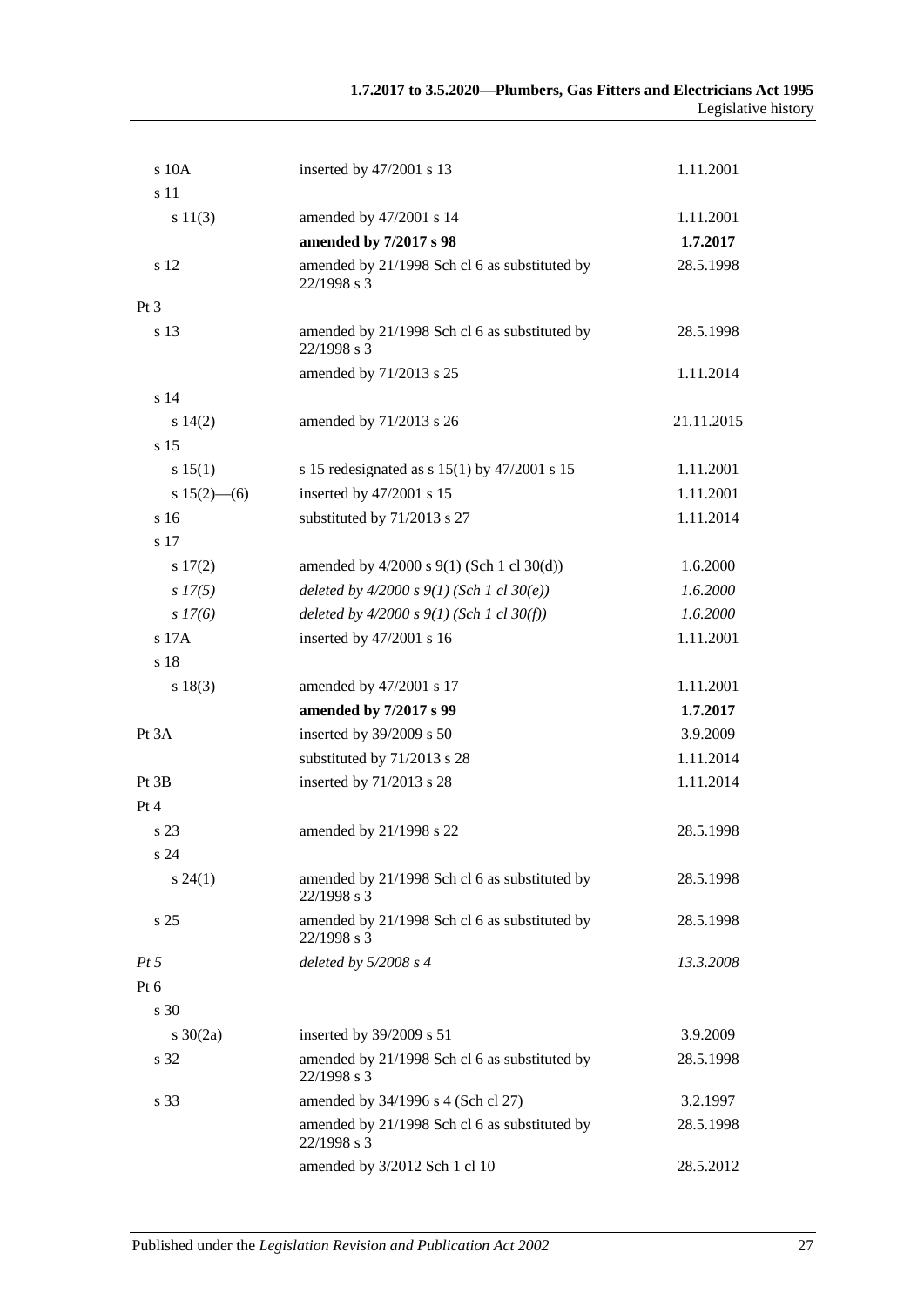| | | |
|---|---|---|
| s 10A | inserted by 47/2001 s 13 | 1.11.2001 |
| s 11 | | |
| s 11(3) | amended by 47/2001 s 14 | 1.11.2001 |
| | **amended by 7/2017 s 98** | **1.7.2017** |
| s 12 | amended by 21/1998 Sch cl 6 as substituted by 22/1998 s 3 | 28.5.1998 |
| Pt 3 | | |
| s 13 | amended by 21/1998 Sch cl 6 as substituted by 22/1998 s 3 | 28.5.1998 |
| | amended by 71/2013 s 25 | 1.11.2014 |
| s 14 | | |
| s 14(2) | amended by 71/2013 s 26 | 21.11.2015 |
| s 15 | | |
| s 15(1) | s 15 redesignated as s 15(1) by 47/2001 s 15 | 1.11.2001 |
| s 15(2)—(6) | inserted by 47/2001 s 15 | 1.11.2001 |
| s 16 | substituted by 71/2013 s 27 | 1.11.2014 |
| s 17 | | |
| s 17(2) | amended by 4/2000 s 9(1) (Sch 1 cl 30(d)) | 1.6.2000 |
| *s 17(5)* | *deleted by 4/2000 s 9(1) (Sch 1 cl 30(e))* | *1.6.2000* |
| *s 17(6)* | *deleted by 4/2000 s 9(1) (Sch 1 cl 30(f))* | *1.6.2000* |
| s 17A | inserted by 47/2001 s 16 | 1.11.2001 |
| s 18 | | |
| s 18(3) | amended by 47/2001 s 17 | 1.11.2001 |
| | **amended by 7/2017 s 99** | **1.7.2017** |
| Pt 3A | inserted by 39/2009 s 50 | 3.9.2009 |
| | substituted by 71/2013 s 28 | 1.11.2014 |
| Pt 3B | inserted by 71/2013 s 28 | 1.11.2014 |
| Pt 4 | | |
| s 23 | amended by 21/1998 s 22 | 28.5.1998 |
| s 24 | | |
| s 24(1) | amended by 21/1998 Sch cl 6 as substituted by 22/1998 s 3 | 28.5.1998 |
| s 25 | amended by 21/1998 Sch cl 6 as substituted by 22/1998 s 3 | 28.5.1998 |
| *Pt 5* | *deleted by 5/2008 s 4* | *13.3.2008* |
| Pt 6 | | |
| s 30 | | |
| s 30(2a) | inserted by 39/2009 s 51 | 3.9.2009 |
| s 32 | amended by 21/1998 Sch cl 6 as substituted by 22/1998 s 3 | 28.5.1998 |
| s 33 | amended by 34/1996 s 4 (Sch cl 27) | 3.2.1997 |
| | amended by 21/1998 Sch cl 6 as substituted by 22/1998 s 3 | 28.5.1998 |
| | amended by 3/2012 Sch 1 cl 10 | 28.5.2012 |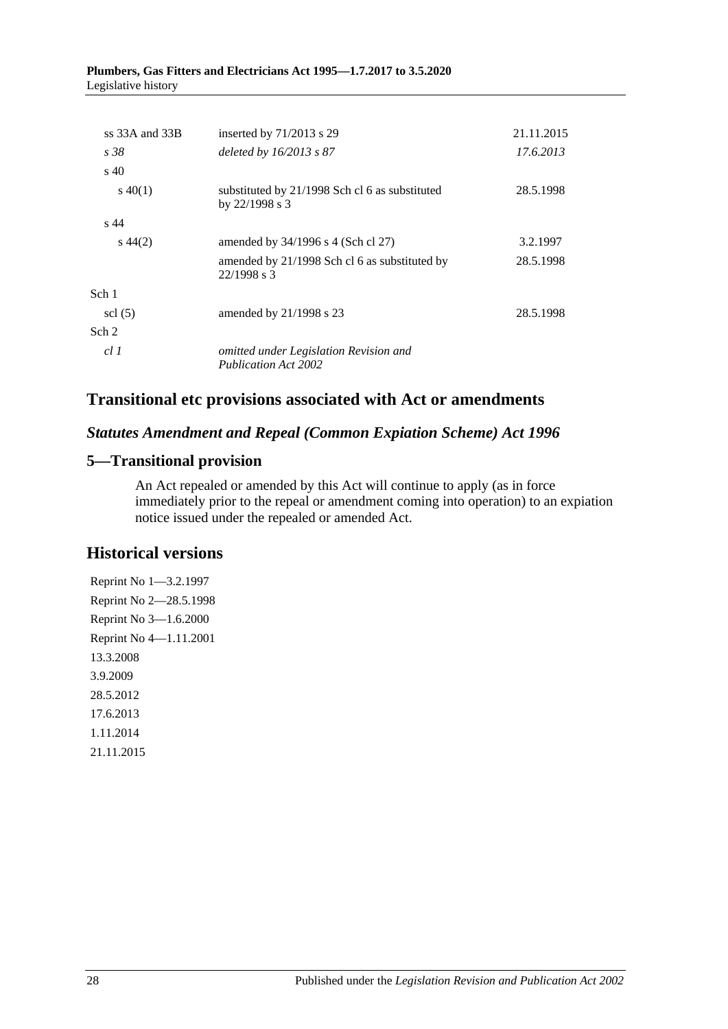| | | |
|---|---|---|
| ss 33A and 33B | inserted by 71/2013 s 29 | 21.11.2015 |
| *s 38* | *deleted by 16/2013 s 87* | *17.6.2013* |
| s 40 | | |
| s 40(1) | substituted by 21/1998 Sch cl 6 as substituted by 22/1998 s 3 | 28.5.1998 |
| s 44 | | |
| s 44(2) | amended by 34/1996 s 4 (Sch cl 27) | 3.2.1997 |
| | amended by 21/1998 Sch cl 6 as substituted by 22/1998 s 3 | 28.5.1998 |
| Sch 1 | | |
| scl (5) | amended by 21/1998 s 23 | 28.5.1998 |
| Sch 2 | | |
| *cl 1* | *omitted under Legislation Revision and Publication Act 2002* | |

## Transitional etc provisions associated with Act or amendments

### *Statutes Amendment and Repeal (Common Expiation Scheme) Act 1996*

### 5—Transitional provision

An Act repealed or amended by this Act will continue to apply (as in force immediately prior to the repeal or amendment coming into operation) to an expiation notice issued under the repealed or amended Act.

## Historical versions

Reprint No 1—3.2.1997
Reprint No 2—28.5.1998
Reprint No 3—1.6.2000
Reprint No 4—1.11.2001
13.3.2008
3.9.2009
28.5.2012
17.6.2013
1.11.2014
21.11.2015